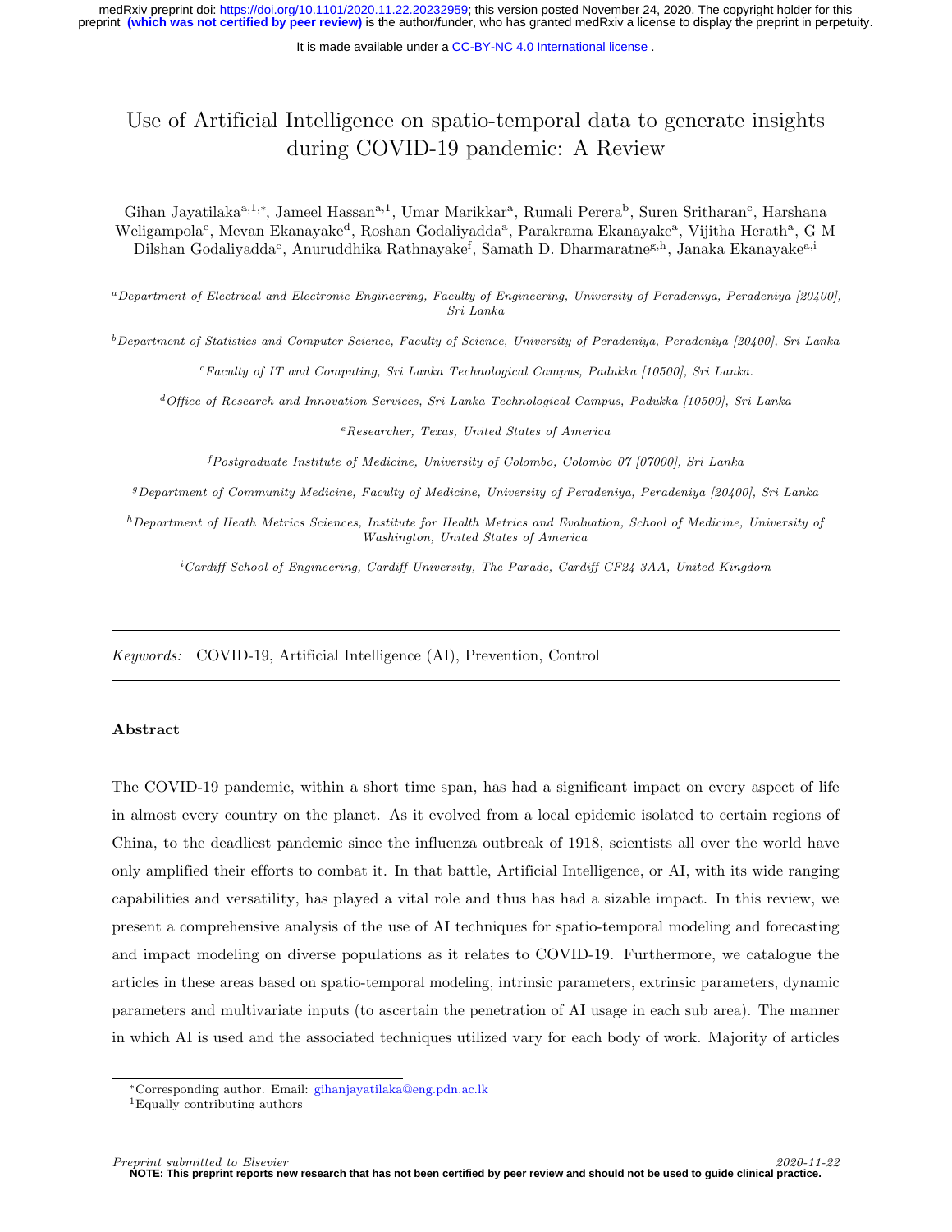# Use of Artificial Intelligence on spatio-temporal data to generate insights during COVID-19 pandemic: A Review

Gihan Jayatilaka[a,1,*], Jameel Hassan[a,1], Umar Marikkar[a], Rumali Perera[b], Suren Sritharan[c], Harshana Weligampola[c], Mevan Ekanayake[d], Roshan Godaliyadda[a], Parakrama Ekanayake[a], Vijitha Herath[a], G M Dilshan Godaliyadda[e], Anuruddhika Rathnayake[f], Samath D. Dharmaratne[g,h], Janaka Ekanayake[a,i]

[a] *Department of Electrical and Electronic Engineering, Faculty of Engineering, University of Peradeniya, Peradeniya [20400], Sri Lanka*

[b] *Department of Statistics and Computer Science, Faculty of Science, University of Peradeniya, Peradeniya [20400], Sri Lanka*

[c] *Faculty of IT and Computing, Sri Lanka Technological Campus, Padukka [10500], Sri Lanka.*

[d] *Office of Research and Innovation Services, Sri Lanka Technological Campus, Padukka [10500], Sri Lanka*

[e] *Researcher, Texas, United States of America*

[f] *Postgraduate Institute of Medicine, University of Colombo, Colombo 07 [07000], Sri Lanka*

[g] *Department of Community Medicine, Faculty of Medicine, University of Peradeniya, Peradeniya [20400], Sri Lanka*

[h] *Department of Heath Metrics Sciences, Institute for Health Metrics and Evaluation, School of Medicine, University of Washington, United States of America*

[i] *Cardiff School of Engineering, Cardiff University, The Parade, Cardiff CF24 3AA, United Kingdom*

---

*Keywords:* COVID-19, Artificial Intelligence (AI), Prevention, Control

---

### Abstract

The COVID-19 pandemic, within a short time span, has had a significant impact on every aspect of life in almost every country on the planet. As it evolved from a local epidemic isolated to certain regions of China, to the deadliest pandemic since the influenza outbreak of 1918, scientists all over the world have only amplified their efforts to combat it. In that battle, Artificial Intelligence, or AI, with its wide ranging capabilities and versatility, has played a vital role and thus has had a sizable impact. In this review, we present a comprehensive analysis of the use of AI techniques for spatio-temporal modeling and forecasting and impact modeling on diverse populations as it relates to COVID-19. Furthermore, we catalogue the articles in these areas based on spatio-temporal modeling, intrinsic parameters, extrinsic parameters, dynamic parameters and multivariate inputs (to ascertain the penetration of AI usage in each sub area). The manner in which AI is used and the associated techniques utilized vary for each body of work. Majority of articles

---

*Corresponding author. Email: gihanjayatilaka@eng.pdn.ac.lk

[1] Equally contributing authors

*Preprint submitted to Elsevier* 2020-11-22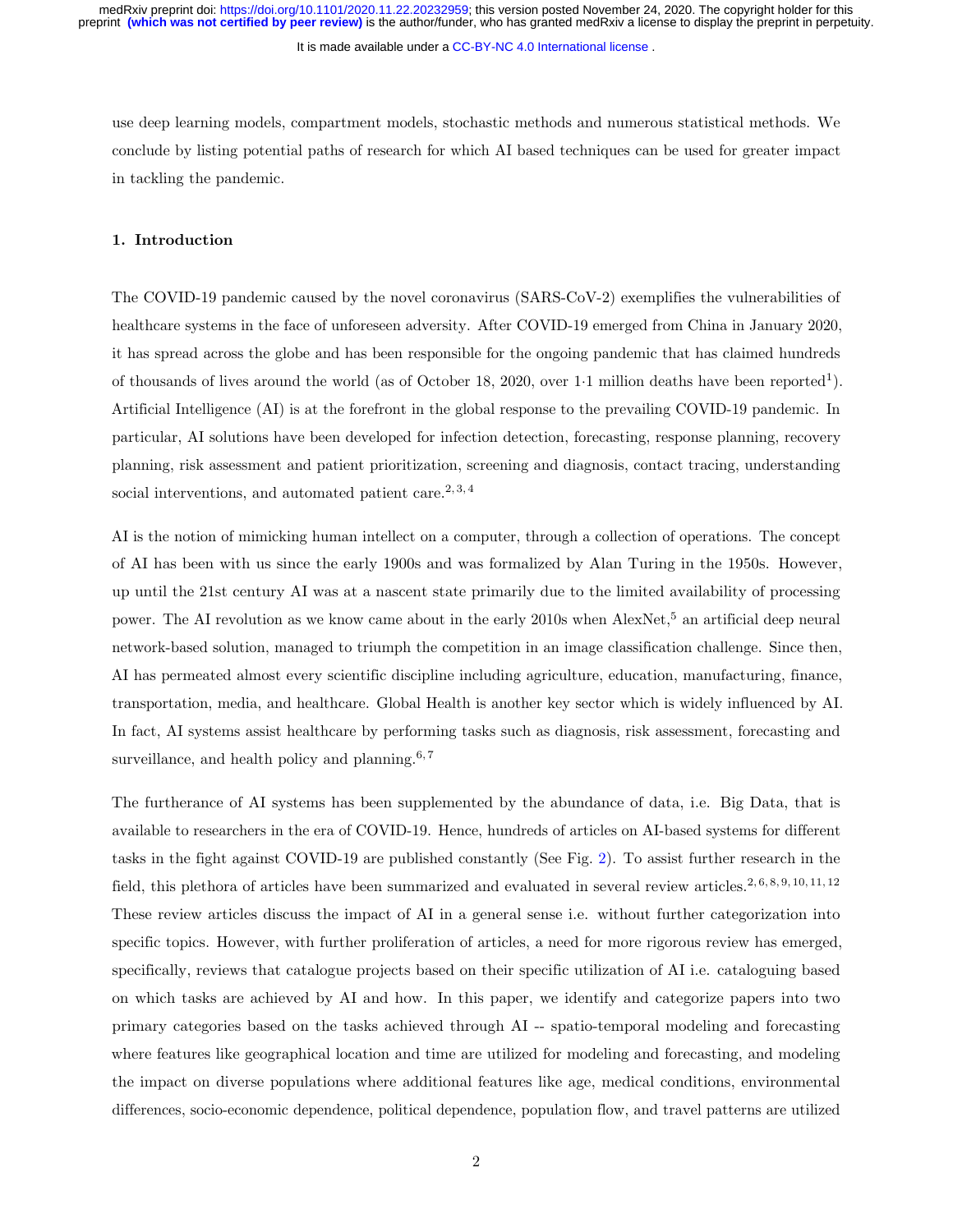use deep learning models, compartment models, stochastic methods and numerous statistical methods. We conclude by listing potential paths of research for which AI based techniques can be used for greater impact in tackling the pandemic.

## 1. Introduction

The COVID-19 pandemic caused by the novel coronavirus (SARS-CoV-2) exemplifies the vulnerabilities of healthcare systems in the face of unforeseen adversity. After COVID-19 emerged from China in January 2020, it has spread across the globe and has been responsible for the ongoing pandemic that has claimed hundreds of thousands of lives around the world (as of October 18, 2020, over 1·1 million deaths have been reported[1]). Artificial Intelligence (AI) is at the forefront in the global response to the prevailing COVID-19 pandemic. In particular, AI solutions have been developed for infection detection, forecasting, response planning, recovery planning, risk assessment and patient prioritization, screening and diagnosis, contact tracing, understanding social interventions, and automated patient care.[2,3,4]

AI is the notion of mimicking human intellect on a computer, through a collection of operations. The concept of AI has been with us since the early 1900s and was formalized by Alan Turing in the 1950s. However, up until the 21st century AI was at a nascent state primarily due to the limited availability of processing power. The AI revolution as we know came about in the early 2010s when AlexNet,[5] an artificial deep neural network-based solution, managed to triumph the competition in an image classification challenge. Since then, AI has permeated almost every scientific discipline including agriculture, education, manufacturing, finance, transportation, media, and healthcare. Global Health is another key sector which is widely influenced by AI. In fact, AI systems assist healthcare by performing tasks such as diagnosis, risk assessment, forecasting and surveillance, and health policy and planning.[6,7]

The furtherance of AI systems has been supplemented by the abundance of data, i.e. Big Data, that is available to researchers in the era of COVID-19. Hence, hundreds of articles on AI-based systems for different tasks in the fight against COVID-19 are published constantly (See Fig. 2). To assist further research in the field, this plethora of articles have been summarized and evaluated in several review articles.[2,6,8,9,10,11,12] These review articles discuss the impact of AI in a general sense i.e. without further categorization into specific topics. However, with further proliferation of articles, a need for more rigorous review has emerged, specifically, reviews that catalogue projects based on their specific utilization of AI i.e. cataloguing based on which tasks are achieved by AI and how. In this paper, we identify and categorize papers into two primary categories based on the tasks achieved through AI -- spatio-temporal modeling and forecasting where features like geographical location and time are utilized for modeling and forecasting, and modeling the impact on diverse populations where additional features like age, medical conditions, environmental differences, socio-economic dependence, political dependence, population flow, and travel patterns are utilized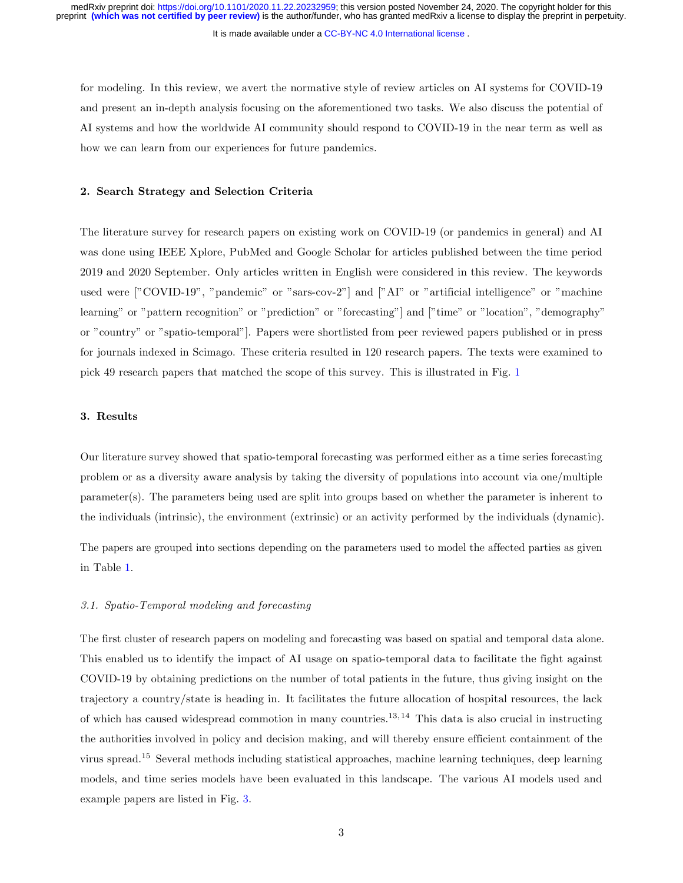for modeling. In this review, we avert the normative style of review articles on AI systems for COVID-19 and present an in-depth analysis focusing on the aforementioned two tasks. We also discuss the potential of AI systems and how the worldwide AI community should respond to COVID-19 in the near term as well as how we can learn from our experiences for future pandemics.

## 2. Search Strategy and Selection Criteria

The literature survey for research papers on existing work on COVID-19 (or pandemics in general) and AI was done using IEEE Xplore, PubMed and Google Scholar for articles published between the time period 2019 and 2020 September. Only articles written in English were considered in this review. The keywords used were ["COVID-19", "pandemic" or "sars-cov-2"] and ["AI" or "artificial intelligence" or "machine learning" or "pattern recognition" or "prediction" or "forecasting"] and ["time" or "location", "demography" or "country" or "spatio-temporal"]. Papers were shortlisted from peer reviewed papers published or in press for journals indexed in Scimago. These criteria resulted in 120 research papers. The texts were examined to pick 49 research papers that matched the scope of this survey. This is illustrated in Fig. 1

## 3. Results

Our literature survey showed that spatio-temporal forecasting was performed either as a time series forecasting problem or as a diversity aware analysis by taking the diversity of populations into account via one/multiple parameter(s). The parameters being used are split into groups based on whether the parameter is inherent to the individuals (intrinsic), the environment (extrinsic) or an activity performed by the individuals (dynamic).

The papers are grouped into sections depending on the parameters used to model the affected parties as given in Table 1.

### *3.1. Spatio-Temporal modeling and forecasting*

The first cluster of research papers on modeling and forecasting was based on spatial and temporal data alone. This enabled us to identify the impact of AI usage on spatio-temporal data to facilitate the fight against COVID-19 by obtaining predictions on the number of total patients in the future, thus giving insight on the trajectory a country/state is heading in. It facilitates the future allocation of hospital resources, the lack of which has caused widespread commotion in many countries.[13,14] This data is also crucial in instructing the authorities involved in policy and decision making, and will thereby ensure efficient containment of the virus spread.[15] Several methods including statistical approaches, machine learning techniques, deep learning models, and time series models have been evaluated in this landscape. The various AI models used and example papers are listed in Fig. 3.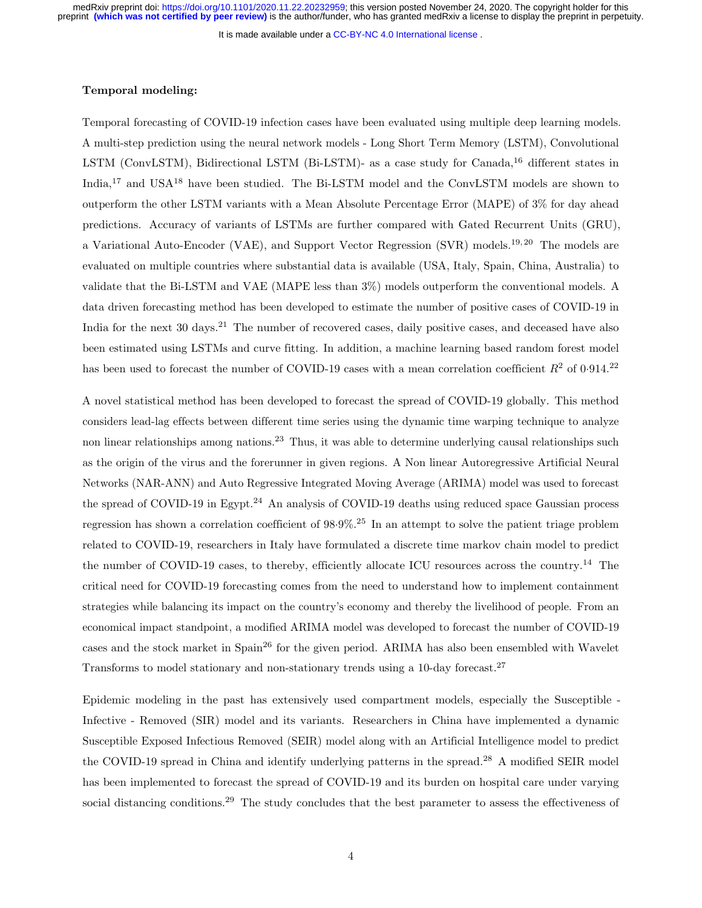**Temporal modeling:**

Temporal forecasting of COVID-19 infection cases have been evaluated using multiple deep learning models. A multi-step prediction using the neural network models - Long Short Term Memory (LSTM), Convolutional LSTM (ConvLSTM), Bidirectional LSTM (Bi-LSTM)- as a case study for Canada,[16] different states in India,[17] and USA[18] have been studied. The Bi-LSTM model and the ConvLSTM models are shown to outperform the other LSTM variants with a Mean Absolute Percentage Error (MAPE) of 3% for day ahead predictions. Accuracy of variants of LSTMs are further compared with Gated Recurrent Units (GRU), a Variational Auto-Encoder (VAE), and Support Vector Regression (SVR) models.[19,20] The models are evaluated on multiple countries where substantial data is available (USA, Italy, Spain, China, Australia) to validate that the Bi-LSTM and VAE (MAPE less than 3%) models outperform the conventional models. A data driven forecasting method has been developed to estimate the number of positive cases of COVID-19 in India for the next 30 days.[21] The number of recovered cases, daily positive cases, and deceased have also been estimated using LSTMs and curve fitting. In addition, a machine learning based random forest model has been used to forecast the number of COVID-19 cases with a mean correlation coefficient $R^2$ of 0·914.[22]

A novel statistical method has been developed to forecast the spread of COVID-19 globally. This method considers lead-lag effects between different time series using the dynamic time warping technique to analyze non linear relationships among nations.[23] Thus, it was able to determine underlying causal relationships such as the origin of the virus and the forerunner in given regions. A Non linear Autoregressive Artificial Neural Networks (NAR-ANN) and Auto Regressive Integrated Moving Average (ARIMA) model was used to forecast the spread of COVID-19 in Egypt.[24] An analysis of COVID-19 deaths using reduced space Gaussian process regression has shown a correlation coefficient of 98·9%.[25] In an attempt to solve the patient triage problem related to COVID-19, researchers in Italy have formulated a discrete time markov chain model to predict the number of COVID-19 cases, to thereby, efficiently allocate ICU resources across the country.[14] The critical need for COVID-19 forecasting comes from the need to understand how to implement containment strategies while balancing its impact on the country's economy and thereby the livelihood of people. From an economical impact standpoint, a modified ARIMA model was developed to forecast the number of COVID-19 cases and the stock market in Spain[26] for the given period. ARIMA has also been ensembled with Wavelet Transforms to model stationary and non-stationary trends using a 10-day forecast.[27]

Epidemic modeling in the past has extensively used compartment models, especially the Susceptible - Infective - Removed (SIR) model and its variants. Researchers in China have implemented a dynamic Susceptible Exposed Infectious Removed (SEIR) model along with an Artificial Intelligence model to predict the COVID-19 spread in China and identify underlying patterns in the spread.[28] A modified SEIR model has been implemented to forecast the spread of COVID-19 and its burden on hospital care under varying social distancing conditions.[29] The study concludes that the best parameter to assess the effectiveness of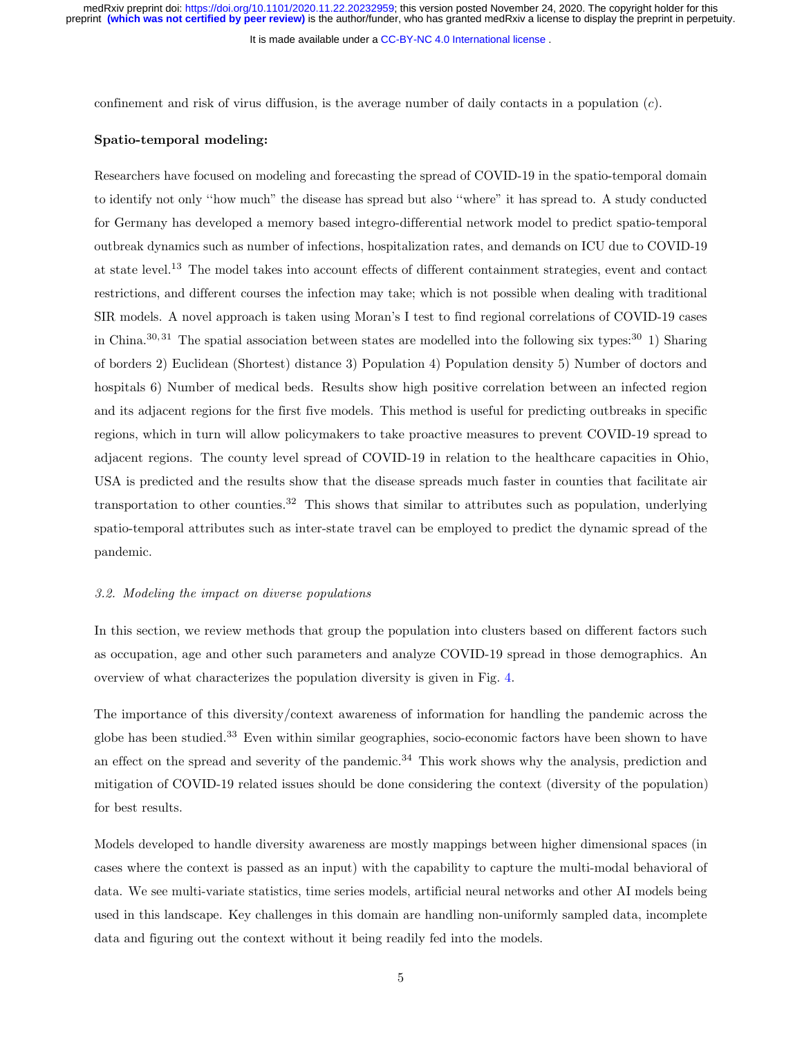confinement and risk of virus diffusion, is the average number of daily contacts in a population ($c$).

**Spatio-temporal modeling:**

Researchers have focused on modeling and forecasting the spread of COVID-19 in the spatio-temporal domain to identify not only "how much" the disease has spread but also "where" it has spread to. A study conducted for Germany has developed a memory based integro-differential network model to predict spatio-temporal outbreak dynamics such as number of infections, hospitalization rates, and demands on ICU due to COVID-19 at state level.[13] The model takes into account effects of different containment strategies, event and contact restrictions, and different courses the infection may take; which is not possible when dealing with traditional SIR models. A novel approach is taken using Moran's I test to find regional correlations of COVID-19 cases in China.[30,31] The spatial association between states are modelled into the following six types:[30] 1) Sharing of borders 2) Euclidean (Shortest) distance 3) Population 4) Population density 5) Number of doctors and hospitals 6) Number of medical beds. Results show high positive correlation between an infected region and its adjacent regions for the first five models. This method is useful for predicting outbreaks in specific regions, which in turn will allow policymakers to take proactive measures to prevent COVID-19 spread to adjacent regions. The county level spread of COVID-19 in relation to the healthcare capacities in Ohio, USA is predicted and the results show that the disease spreads much faster in counties that facilitate air transportation to other counties.[32] This shows that similar to attributes such as population, underlying spatio-temporal attributes such as inter-state travel can be employed to predict the dynamic spread of the pandemic.

### *3.2. Modeling the impact on diverse populations*

In this section, we review methods that group the population into clusters based on different factors such as occupation, age and other such parameters and analyze COVID-19 spread in those demographics. An overview of what characterizes the population diversity is given in Fig. 4.

The importance of this diversity/context awareness of information for handling the pandemic across the globe has been studied.[33] Even within similar geographies, socio-economic factors have been shown to have an effect on the spread and severity of the pandemic.[34] This work shows why the analysis, prediction and mitigation of COVID-19 related issues should be done considering the context (diversity of the population) for best results.

Models developed to handle diversity awareness are mostly mappings between higher dimensional spaces (in cases where the context is passed as an input) with the capability to capture the multi-modal behavioral of data. We see multi-variate statistics, time series models, artificial neural networks and other AI models being used in this landscape. Key challenges in this domain are handling non-uniformly sampled data, incomplete data and figuring out the context without it being readily fed into the models.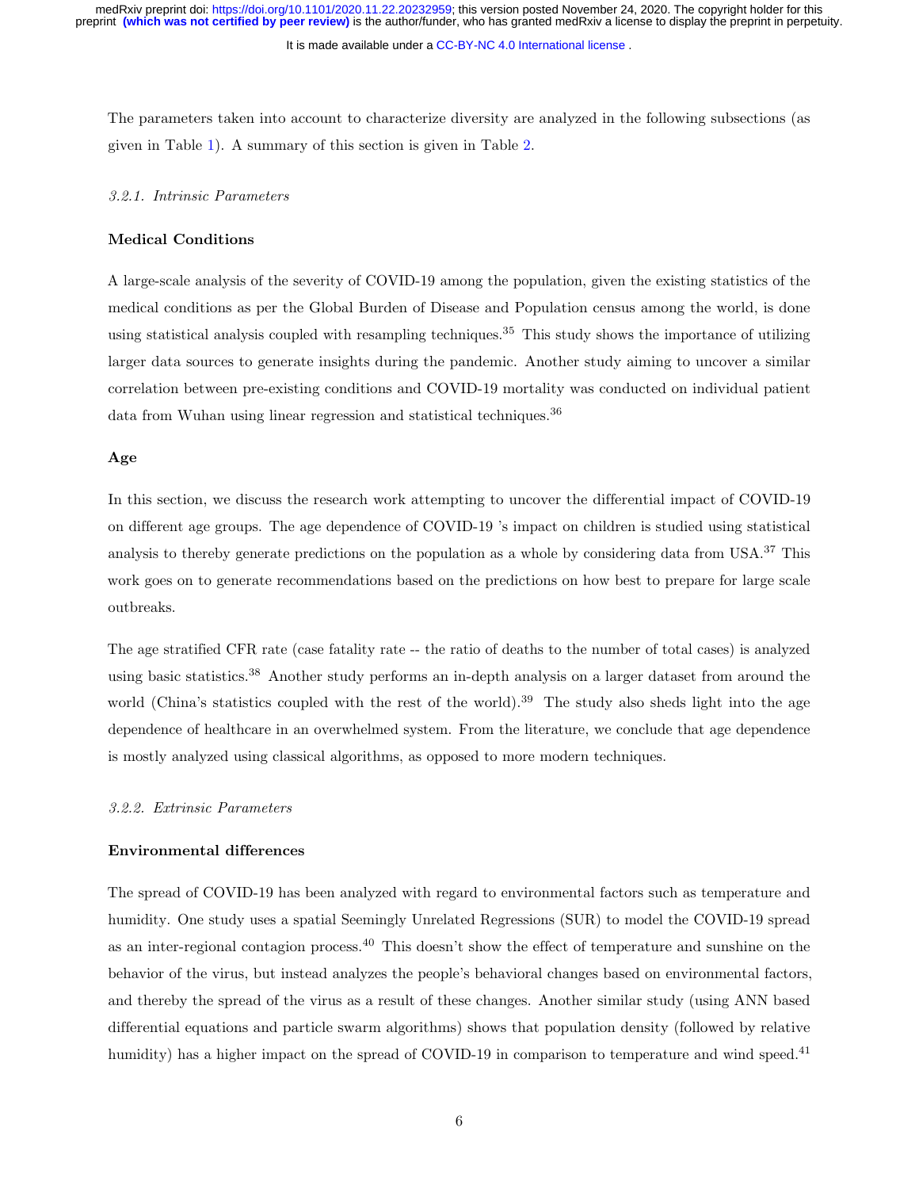The parameters taken into account to characterize diversity are analyzed in the following subsections (as given in Table 1). A summary of this section is given in Table 2.

### *3.2.1. Intrinsic Parameters*

**Medical Conditions**

A large-scale analysis of the severity of COVID-19 among the population, given the existing statistics of the medical conditions as per the Global Burden of Disease and Population census among the world, is done using statistical analysis coupled with resampling techniques.[35] This study shows the importance of utilizing larger data sources to generate insights during the pandemic. Another study aiming to uncover a similar correlation between pre-existing conditions and COVID-19 mortality was conducted on individual patient data from Wuhan using linear regression and statistical techniques.[36]

**Age**

In this section, we discuss the research work attempting to uncover the differential impact of COVID-19 on different age groups. The age dependence of COVID-19 's impact on children is studied using statistical analysis to thereby generate predictions on the population as a whole by considering data from USA.[37] This work goes on to generate recommendations based on the predictions on how best to prepare for large scale outbreaks.

The age stratified CFR rate (case fatality rate -- the ratio of deaths to the number of total cases) is analyzed using basic statistics.[38] Another study performs an in-depth analysis on a larger dataset from around the world (China's statistics coupled with the rest of the world).[39] The study also sheds light into the age dependence of healthcare in an overwhelmed system. From the literature, we conclude that age dependence is mostly analyzed using classical algorithms, as opposed to more modern techniques.

### *3.2.2. Extrinsic Parameters*

**Environmental differences**

The spread of COVID-19 has been analyzed with regard to environmental factors such as temperature and humidity. One study uses a spatial Seemingly Unrelated Regressions (SUR) to model the COVID-19 spread as an inter-regional contagion process.[40] This doesn't show the effect of temperature and sunshine on the behavior of the virus, but instead analyzes the people's behavioral changes based on environmental factors, and thereby the spread of the virus as a result of these changes. Another similar study (using ANN based differential equations and particle swarm algorithms) shows that population density (followed by relative humidity) has a higher impact on the spread of COVID-19 in comparison to temperature and wind speed.[41]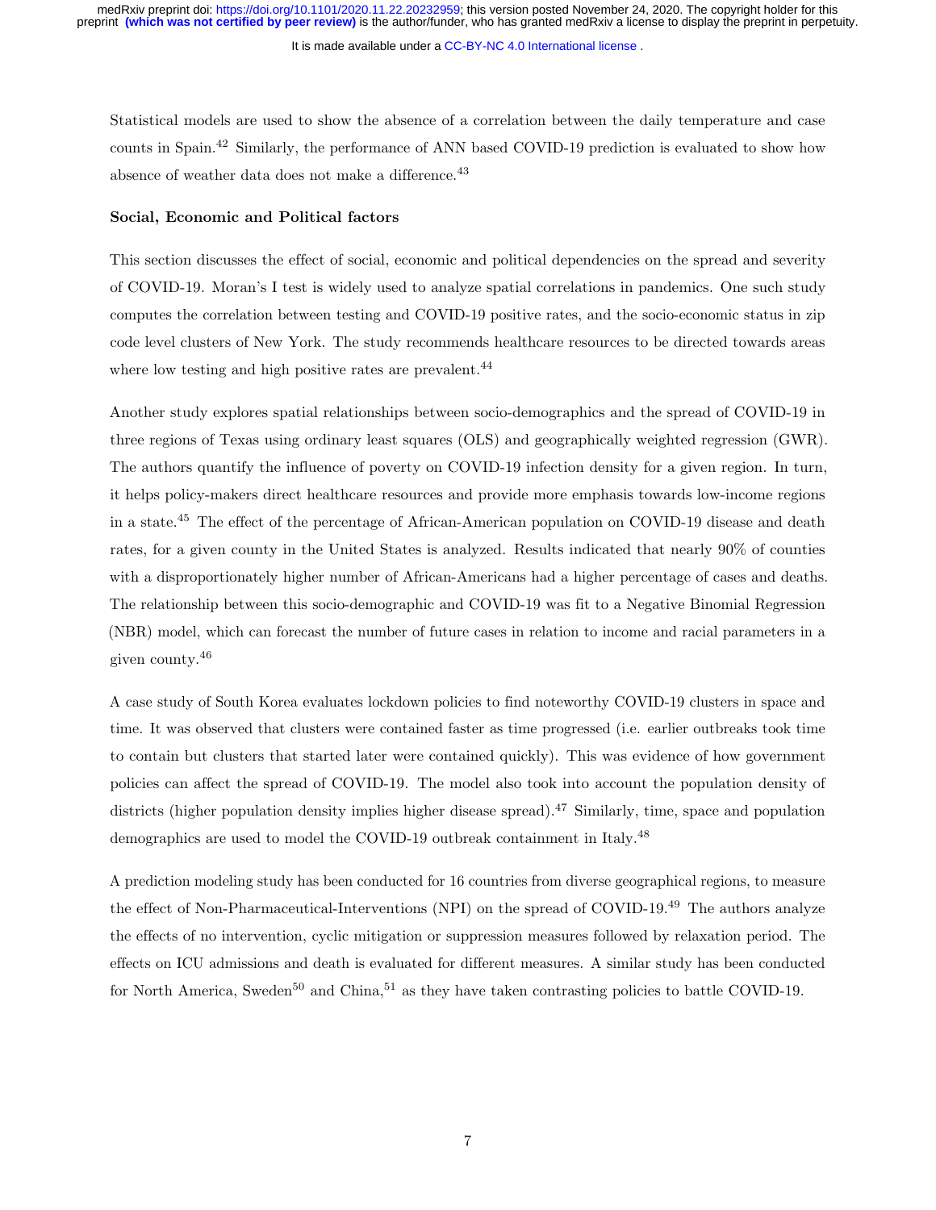Statistical models are used to show the absence of a correlation between the daily temperature and case counts in Spain.[42] Similarly, the performance of ANN based COVID-19 prediction is evaluated to show how absence of weather data does not make a difference.[43]

**Social, Economic and Political factors**

This section discusses the effect of social, economic and political dependencies on the spread and severity of COVID-19. Moran's I test is widely used to analyze spatial correlations in pandemics. One such study computes the correlation between testing and COVID-19 positive rates, and the socio-economic status in zip code level clusters of New York. The study recommends healthcare resources to be directed towards areas where low testing and high positive rates are prevalent.[44]

Another study explores spatial relationships between socio-demographics and the spread of COVID-19 in three regions of Texas using ordinary least squares (OLS) and geographically weighted regression (GWR). The authors quantify the influence of poverty on COVID-19 infection density for a given region. In turn, it helps policy-makers direct healthcare resources and provide more emphasis towards low-income regions in a state.[45] The effect of the percentage of African-American population on COVID-19 disease and death rates, for a given county in the United States is analyzed. Results indicated that nearly 90% of counties with a disproportionately higher number of African-Americans had a higher percentage of cases and deaths. The relationship between this socio-demographic and COVID-19 was fit to a Negative Binomial Regression (NBR) model, which can forecast the number of future cases in relation to income and racial parameters in a given county.[46]

A case study of South Korea evaluates lockdown policies to find noteworthy COVID-19 clusters in space and time. It was observed that clusters were contained faster as time progressed (i.e. earlier outbreaks took time to contain but clusters that started later were contained quickly). This was evidence of how government policies can affect the spread of COVID-19. The model also took into account the population density of districts (higher population density implies higher disease spread).[47] Similarly, time, space and population demographics are used to model the COVID-19 outbreak containment in Italy.[48]

A prediction modeling study has been conducted for 16 countries from diverse geographical regions, to measure the effect of Non-Pharmaceutical-Interventions (NPI) on the spread of COVID-19.[49] The authors analyze the effects of no intervention, cyclic mitigation or suppression measures followed by relaxation period. The effects on ICU admissions and death is evaluated for different measures. A similar study has been conducted for North America, Sweden[50] and China,[51] as they have taken contrasting policies to battle COVID-19.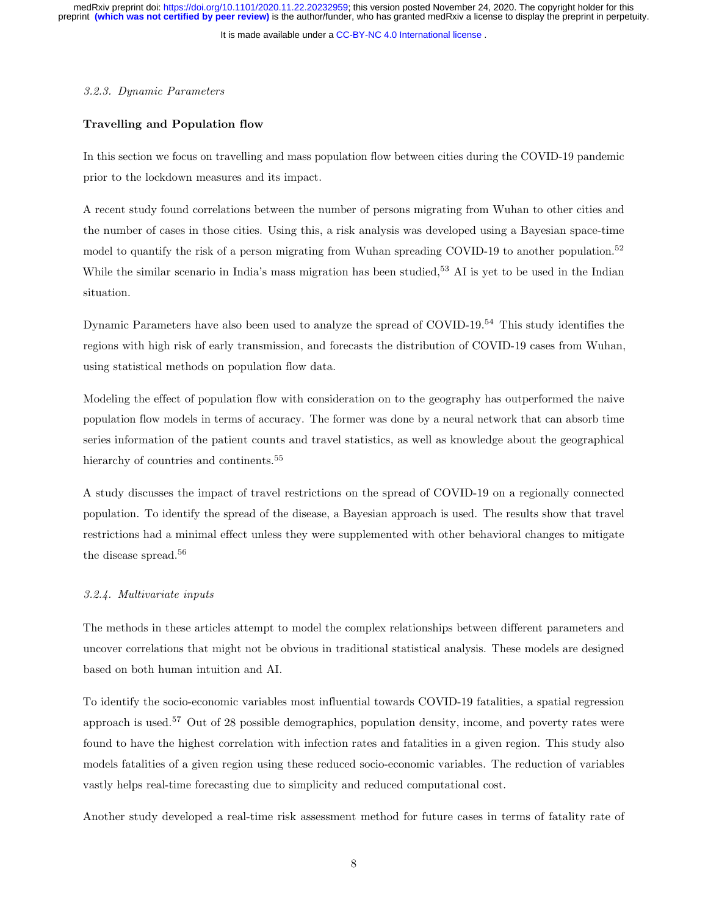*3.2.3. Dynamic Parameters*

**Travelling and Population flow**

In this section we focus on travelling and mass population flow between cities during the COVID-19 pandemic prior to the lockdown measures and its impact.

A recent study found correlations between the number of persons migrating from Wuhan to other cities and the number of cases in those cities. Using this, a risk analysis was developed using a Bayesian space-time model to quantify the risk of a person migrating from Wuhan spreading COVID-19 to another population.[52] While the similar scenario in India's mass migration has been studied,[53] AI is yet to be used in the Indian situation.

Dynamic Parameters have also been used to analyze the spread of COVID-19.[54] This study identifies the regions with high risk of early transmission, and forecasts the distribution of COVID-19 cases from Wuhan, using statistical methods on population flow data.

Modeling the effect of population flow with consideration on to the geography has outperformed the naive population flow models in terms of accuracy. The former was done by a neural network that can absorb time series information of the patient counts and travel statistics, as well as knowledge about the geographical hierarchy of countries and continents.[55]

A study discusses the impact of travel restrictions on the spread of COVID-19 on a regionally connected population. To identify the spread of the disease, a Bayesian approach is used. The results show that travel restrictions had a minimal effect unless they were supplemented with other behavioral changes to mitigate the disease spread.[56]

*3.2.4. Multivariate inputs*

The methods in these articles attempt to model the complex relationships between different parameters and uncover correlations that might not be obvious in traditional statistical analysis. These models are designed based on both human intuition and AI.

To identify the socio-economic variables most influential towards COVID-19 fatalities, a spatial regression approach is used.[57] Out of 28 possible demographics, population density, income, and poverty rates were found to have the highest correlation with infection rates and fatalities in a given region. This study also models fatalities of a given region using these reduced socio-economic variables. The reduction of variables vastly helps real-time forecasting due to simplicity and reduced computational cost.

Another study developed a real-time risk assessment method for future cases in terms of fatality rate of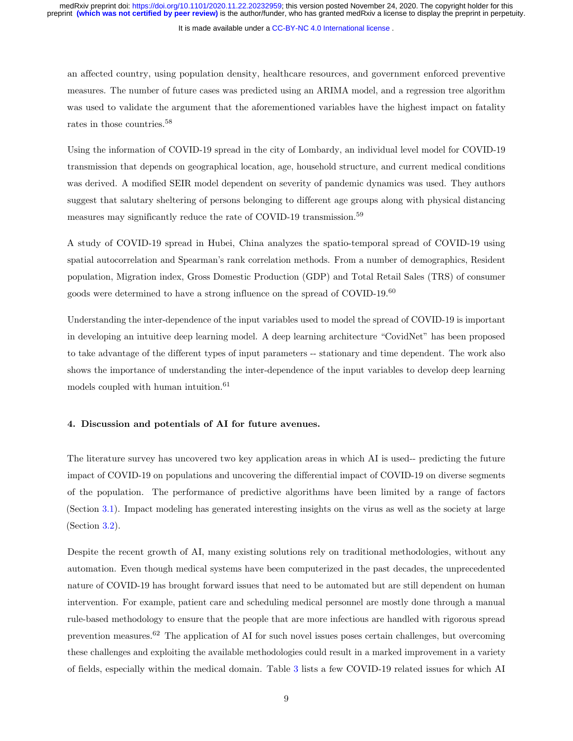an affected country, using population density, healthcare resources, and government enforced preventive measures. The number of future cases was predicted using an ARIMA model, and a regression tree algorithm was used to validate the argument that the aforementioned variables have the highest impact on fatality rates in those countries.[58]

Using the information of COVID-19 spread in the city of Lombardy, an individual level model for COVID-19 transmission that depends on geographical location, age, household structure, and current medical conditions was derived. A modified SEIR model dependent on severity of pandemic dynamics was used. They authors suggest that salutary sheltering of persons belonging to different age groups along with physical distancing measures may significantly reduce the rate of COVID-19 transmission.[59]

A study of COVID-19 spread in Hubei, China analyzes the spatio-temporal spread of COVID-19 using spatial autocorrelation and Spearman's rank correlation methods. From a number of demographics, Resident population, Migration index, Gross Domestic Production (GDP) and Total Retail Sales (TRS) of consumer goods were determined to have a strong influence on the spread of COVID-19.[60]

Understanding the inter-dependence of the input variables used to model the spread of COVID-19 is important in developing an intuitive deep learning model. A deep learning architecture "CovidNet" has been proposed to take advantage of the different types of input parameters -- stationary and time dependent. The work also shows the importance of understanding the inter-dependence of the input variables to develop deep learning models coupled with human intuition.[61]

#### 4. Discussion and potentials of AI for future avenues.

The literature survey has uncovered two key application areas in which AI is used-- predicting the future impact of COVID-19 on populations and uncovering the differential impact of COVID-19 on diverse segments of the population. The performance of predictive algorithms have been limited by a range of factors (Section 3.1). Impact modeling has generated interesting insights on the virus as well as the society at large (Section 3.2).

Despite the recent growth of AI, many existing solutions rely on traditional methodologies, without any automation. Even though medical systems have been computerized in the past decades, the unprecedented nature of COVID-19 has brought forward issues that need to be automated but are still dependent on human intervention. For example, patient care and scheduling medical personnel are mostly done through a manual rule-based methodology to ensure that the people that are more infectious are handled with rigorous spread prevention measures.[62] The application of AI for such novel issues poses certain challenges, but overcoming these challenges and exploiting the available methodologies could result in a marked improvement in a variety of fields, especially within the medical domain. Table 3 lists a few COVID-19 related issues for which AI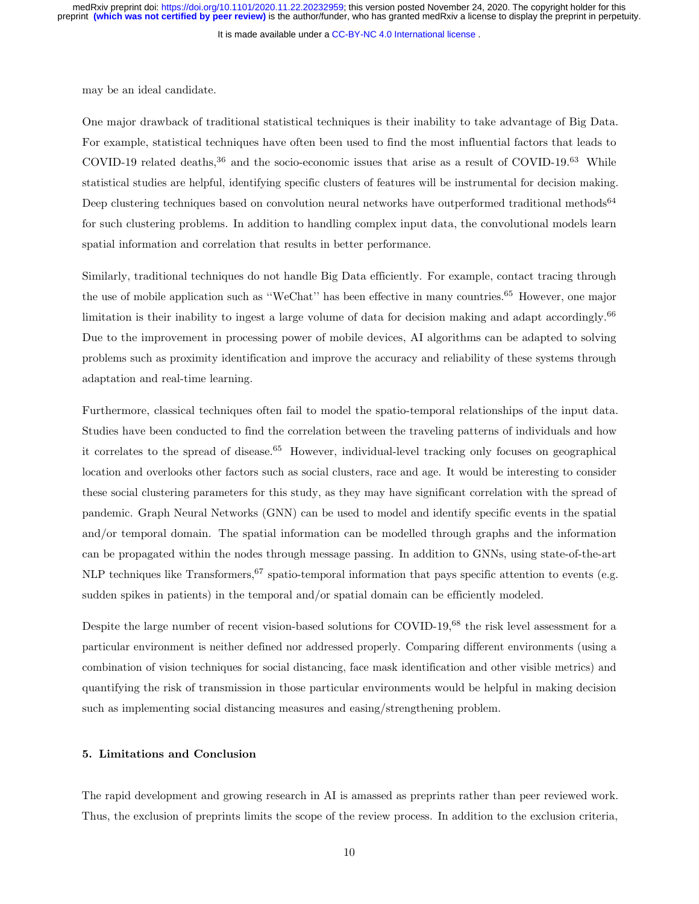may be an ideal candidate.

One major drawback of traditional statistical techniques is their inability to take advantage of Big Data. For example, statistical techniques have often been used to find the most influential factors that leads to COVID-19 related deaths,[36] and the socio-economic issues that arise as a result of COVID-19.[63] While statistical studies are helpful, identifying specific clusters of features will be instrumental for decision making. Deep clustering techniques based on convolution neural networks have outperformed traditional methods[64] for such clustering problems. In addition to handling complex input data, the convolutional models learn spatial information and correlation that results in better performance.

Similarly, traditional techniques do not handle Big Data efficiently. For example, contact tracing through the use of mobile application such as "WeChat" has been effective in many countries.[65] However, one major limitation is their inability to ingest a large volume of data for decision making and adapt accordingly.[66] Due to the improvement in processing power of mobile devices, AI algorithms can be adapted to solving problems such as proximity identification and improve the accuracy and reliability of these systems through adaptation and real-time learning.

Furthermore, classical techniques often fail to model the spatio-temporal relationships of the input data. Studies have been conducted to find the correlation between the traveling patterns of individuals and how it correlates to the spread of disease.[65] However, individual-level tracking only focuses on geographical location and overlooks other factors such as social clusters, race and age. It would be interesting to consider these social clustering parameters for this study, as they may have significant correlation with the spread of pandemic. Graph Neural Networks (GNN) can be used to model and identify specific events in the spatial and/or temporal domain. The spatial information can be modelled through graphs and the information can be propagated within the nodes through message passing. In addition to GNNs, using state-of-the-art NLP techniques like Transformers,[67] spatio-temporal information that pays specific attention to events (e.g. sudden spikes in patients) in the temporal and/or spatial domain can be efficiently modeled.

Despite the large number of recent vision-based solutions for COVID-19,[68] the risk level assessment for a particular environment is neither defined nor addressed properly. Comparing different environments (using a combination of vision techniques for social distancing, face mask identification and other visible metrics) and quantifying the risk of transmission in those particular environments would be helpful in making decision such as implementing social distancing measures and easing/strengthening problem.

## 5. Limitations and Conclusion

The rapid development and growing research in AI is amassed as preprints rather than peer reviewed work. Thus, the exclusion of preprints limits the scope of the review process. In addition to the exclusion criteria,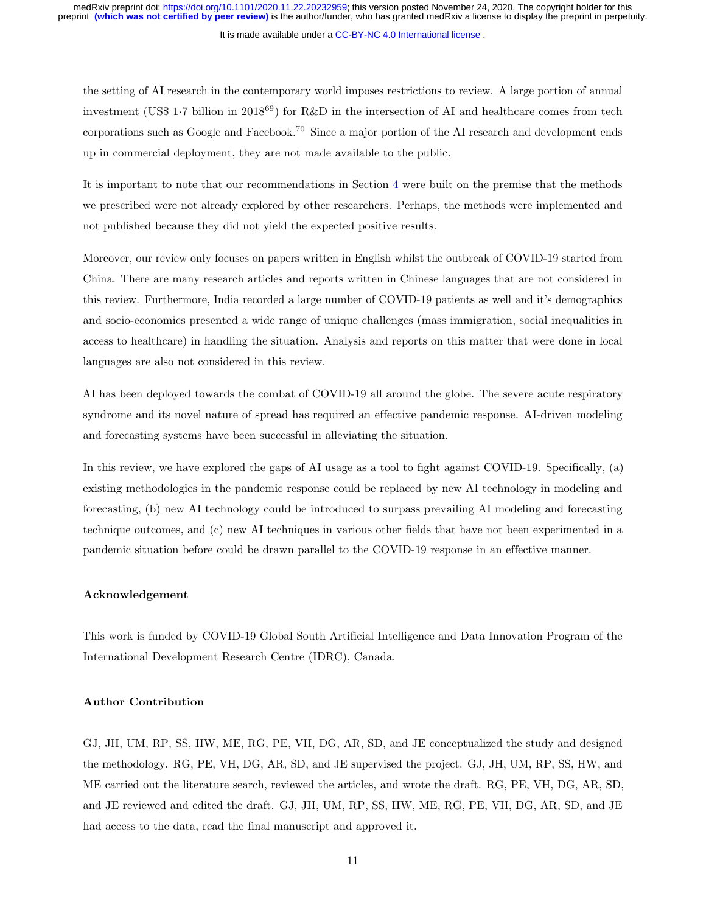the setting of AI research in the contemporary world imposes restrictions to review. A large portion of annual investment (US$ 1·7 billion in 2018[69]) for R&D in the intersection of AI and healthcare comes from tech corporations such as Google and Facebook.[70] Since a major portion of the AI research and development ends up in commercial deployment, they are not made available to the public.

It is important to note that our recommendations in Section 4 were built on the premise that the methods we prescribed were not already explored by other researchers. Perhaps, the methods were implemented and not published because they did not yield the expected positive results.

Moreover, our review only focuses on papers written in English whilst the outbreak of COVID-19 started from China. There are many research articles and reports written in Chinese languages that are not considered in this review. Furthermore, India recorded a large number of COVID-19 patients as well and it's demographics and socio-economics presented a wide range of unique challenges (mass immigration, social inequalities in access to healthcare) in handling the situation. Analysis and reports on this matter that were done in local languages are also not considered in this review.

AI has been deployed towards the combat of COVID-19 all around the globe. The severe acute respiratory syndrome and its novel nature of spread has required an effective pandemic response. AI-driven modeling and forecasting systems have been successful in alleviating the situation.

In this review, we have explored the gaps of AI usage as a tool to fight against COVID-19. Specifically, (a) existing methodologies in the pandemic response could be replaced by new AI technology in modeling and forecasting, (b) new AI technology could be introduced to surpass prevailing AI modeling and forecasting technique outcomes, and (c) new AI techniques in various other fields that have not been experimented in a pandemic situation before could be drawn parallel to the COVID-19 response in an effective manner.

#### Acknowledgement

This work is funded by COVID-19 Global South Artificial Intelligence and Data Innovation Program of the International Development Research Centre (IDRC), Canada.

#### Author Contribution

GJ, JH, UM, RP, SS, HW, ME, RG, PE, VH, DG, AR, SD, and JE conceptualized the study and designed the methodology. RG, PE, VH, DG, AR, SD, and JE supervised the project. GJ, JH, UM, RP, SS, HW, and ME carried out the literature search, reviewed the articles, and wrote the draft. RG, PE, VH, DG, AR, SD, and JE reviewed and edited the draft. GJ, JH, UM, RP, SS, HW, ME, RG, PE, VH, DG, AR, SD, and JE had access to the data, read the final manuscript and approved it.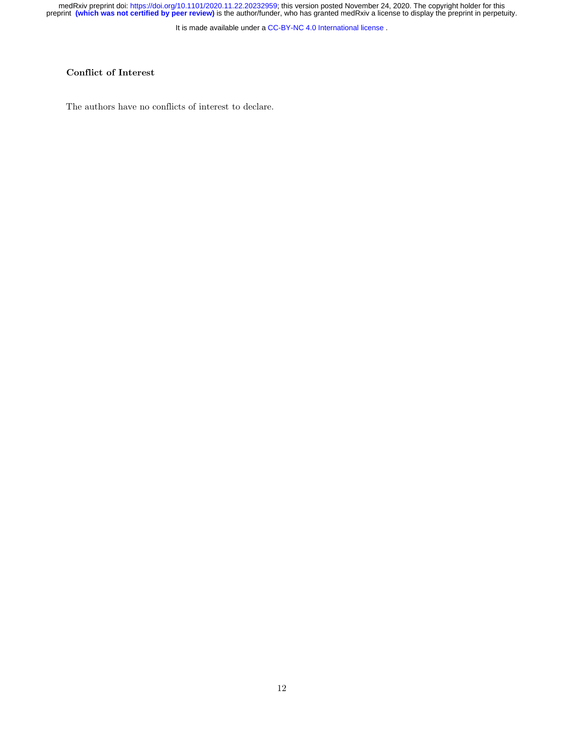## Conflict of Interest

The authors have no conflicts of interest to declare.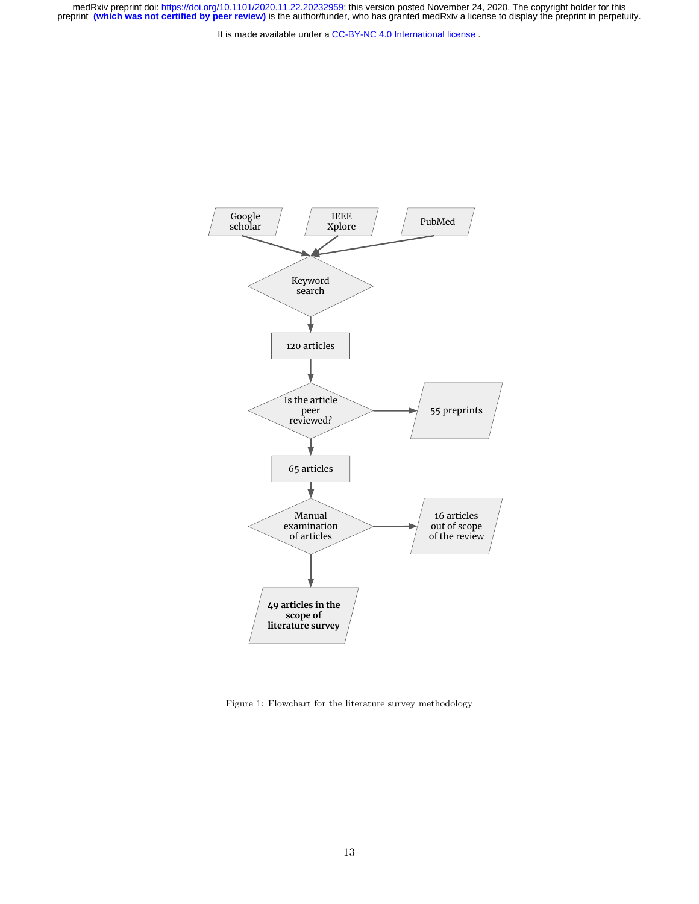Google scholar

IEEE Xplore

PubMed

Keyword search

120 articles

Is the article peer reviewed?

55 preprints

65 articles

Manual examination of articles

16 articles out of scope of the review

**49 articles in the scope of literature survey**

Figure 1: Flowchart for the literature survey methodology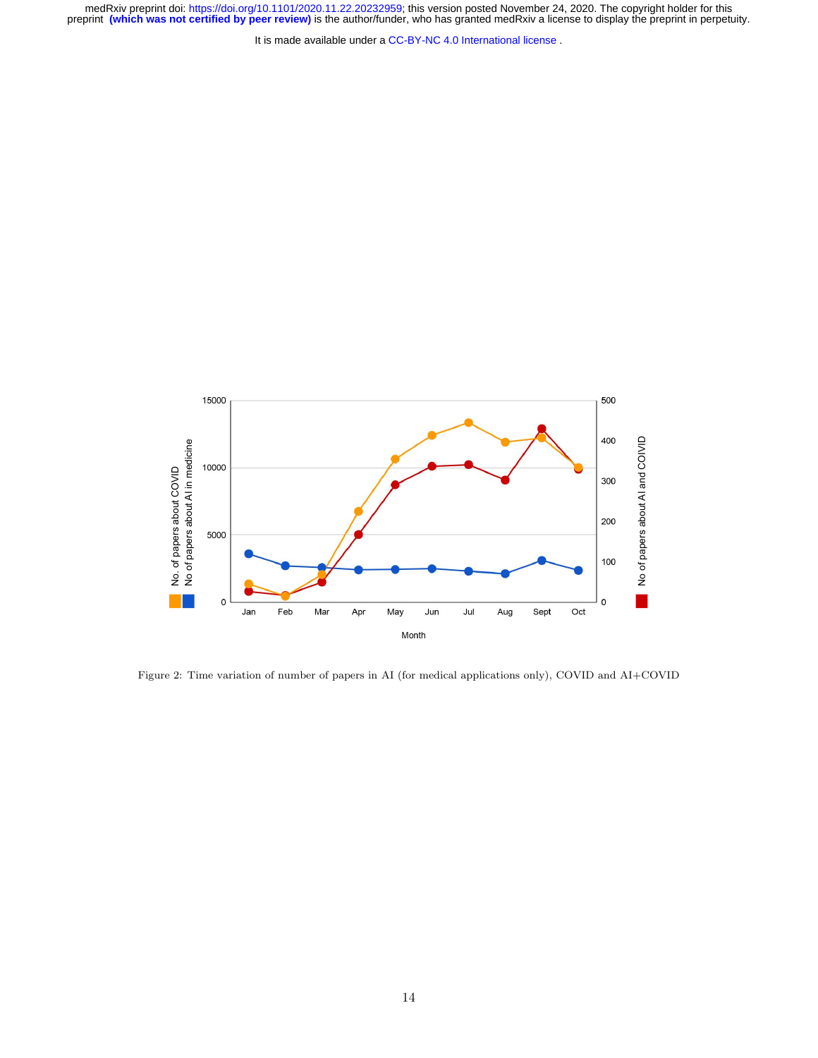Figure 2: Time variation of number of papers in AI (for medical applications only), COVID and AI+COVID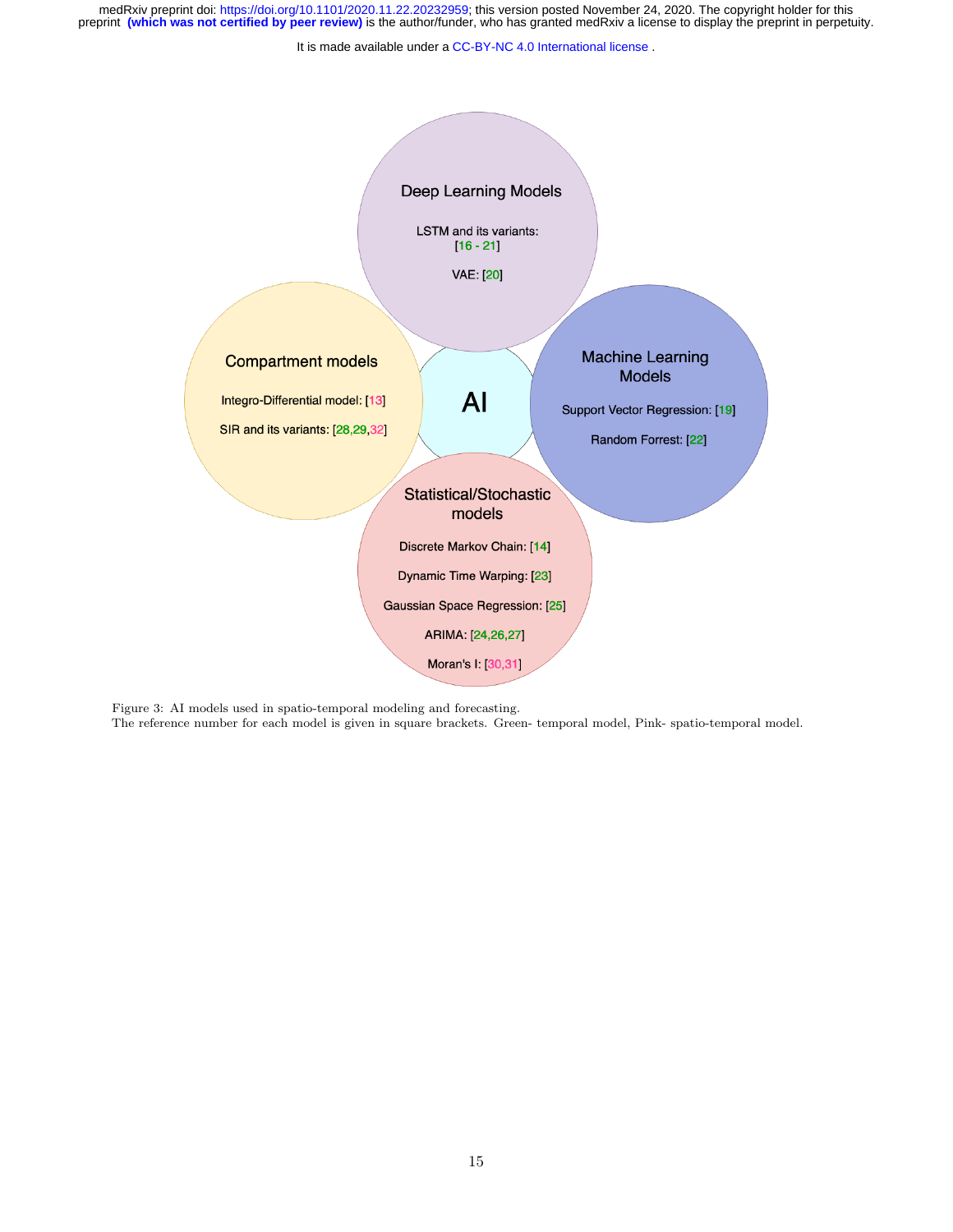Deep Learning Models

LSTM and its variants: [16 - 21]

VAE: [20]

Compartment models

Integro-Differential model: [13]

SIR and its variants: [28,29,32]

AI

Machine Learning Models

Support Vector Regression: [19]

Random Forrest: [22]

Statistical/Stochastic models

Discrete Markov Chain: [14]

Dynamic Time Warping: [23]

Gaussian Space Regression: [25]

ARIMA: [24,26,27]

Moran's I: [30,31]

Figure 3: AI models used in spatio-temporal modeling and forecasting.
The reference number for each model is given in square brackets. Green- temporal model, Pink- spatio-temporal model.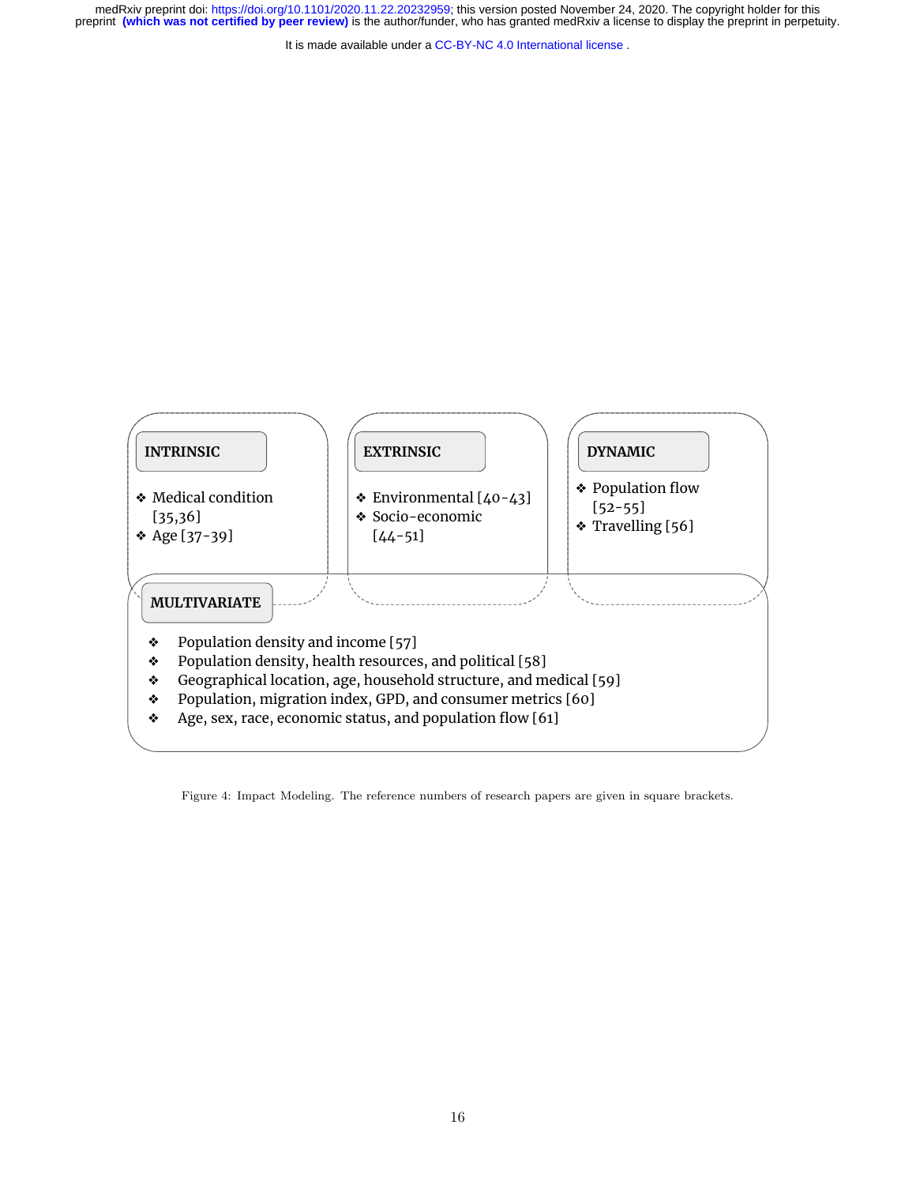**INTRINSIC**

- Medical condition [35,36]
- Age [37-39]

**EXTRINSIC**

- Environmental [40-43]
- Socio-economic [44-51]

**DYNAMIC**

- Population flow [52-55]
- Travelling [56]

**MULTIVARIATE**

- Population density and income [57]
- Population density, health resources, and political [58]
- Geographical location, age, household structure, and medical [59]
- Population, migration index, GPD, and consumer metrics [60]
- Age, sex, race, economic status, and population flow [61]

Figure 4: Impact Modeling. The reference numbers of research papers are given in square brackets.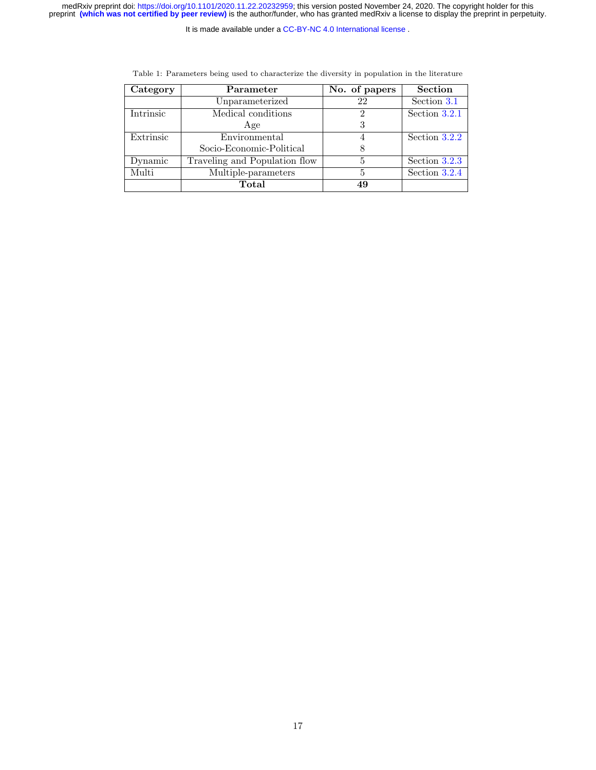Table 1: Parameters being used to characterize the diversity in population in the literature

| Category | Parameter | No. of papers | Section |
|---|---|---|---|
| | Unparameterized | 22 | Section 3.1 |
| Intrinsic | Medical conditions | 2 | Section 3.2.1 |
| | Age | 3 | |
| Extrinsic | Environmental | 4 | Section 3.2.2 |
| | Socio-Economic-Political | 8 | |
| Dynamic | Traveling and Population flow | 5 | Section 3.2.3 |
| Multi | Multiple-parameters | 5 | Section 3.2.4 |
| | **Total** | **49** | |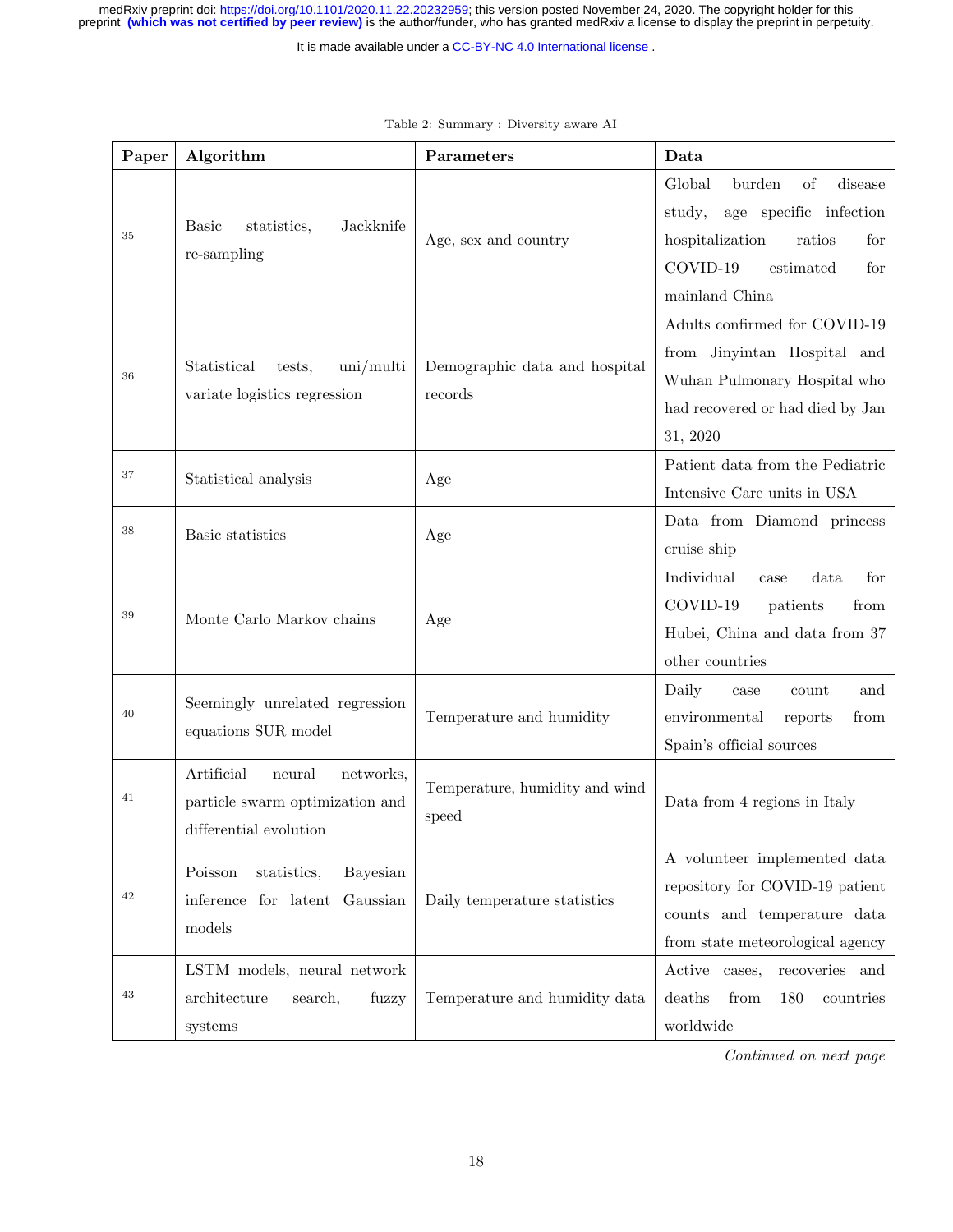Table 2: Summary : Diversity aware AI

| Paper | Algorithm | Parameters | Data |
|---|---|---|---|
| 35 | Basic statistics, Jackknife re-sampling | Age, sex and country | Global burden of disease study, age specific infection hospitalization ratios for COVID-19 estimated for mainland China |
| 36 | Statistical tests, uni/multi variate logistics regression | Demographic data and hospital records | Adults confirmed for COVID-19 from Jinyintan Hospital and Wuhan Pulmonary Hospital who had recovered or had died by Jan 31, 2020 |
| 37 | Statistical analysis | Age | Patient data from the Pediatric Intensive Care units in USA |
| 38 | Basic statistics | Age | Data from Diamond princess cruise ship |
| 39 | Monte Carlo Markov chains | Age | Individual case data for COVID-19 patients from Hubei, China and data from 37 other countries |
| 40 | Seemingly unrelated regression equations SUR model | Temperature and humidity | Daily case count and environmental reports from Spain's official sources |
| 41 | Artificial neural networks, particle swarm optimization and differential evolution | Temperature, humidity and wind speed | Data from 4 regions in Italy |
| 42 | Poisson statistics, Bayesian inference for latent Gaussian models | Daily temperature statistics | A volunteer implemented data repository for COVID-19 patient counts and temperature data from state meteorological agency |
| 43 | LSTM models, neural network architecture search, fuzzy systems | Temperature and humidity data | Active cases, recoveries and deaths from 180 countries worldwide |

*Continued on next page*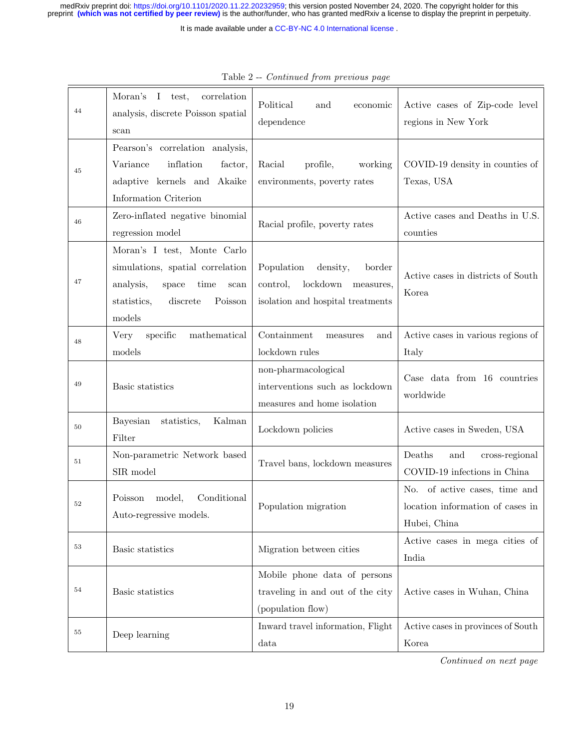Table 2 -- *Continued from previous page*

| | | | |
|---|---|---|---|
| 44 | Moran's I test, correlation analysis, discrete Poisson spatial scan | Political and economic dependence | Active cases of Zip-code level regions in New York |
| 45 | Pearson's correlation analysis, Variance inflation factor, adaptive kernels and Akaike Information Criterion | Racial profile, working environments, poverty rates | COVID-19 density in counties of Texas, USA |
| 46 | Zero-inflated negative binomial regression model | Racial profile, poverty rates | Active cases and Deaths in U.S. counties |
| 47 | Moran's I test, Monte Carlo simulations, spatial correlation analysis, space time scan statistics, discrete Poisson models | Population density, border control, lockdown measures, isolation and hospital treatments | Active cases in districts of South Korea |
| 48 | Very specific mathematical models | Containment measures and lockdown rules | Active cases in various regions of Italy |
| 49 | Basic statistics | non-pharmacological interventions such as lockdown measures and home isolation | Case data from 16 countries worldwide |
| 50 | Bayesian statistics, Kalman Filter | Lockdown policies | Active cases in Sweden, USA |
| 51 | Non-parametric Network based SIR model | Travel bans, lockdown measures | Deaths and cross-regional COVID-19 infections in China |
| 52 | Poisson model, Conditional Auto-regressive models. | Population migration | No. of active cases, time and location information of cases in Hubei, China |
| 53 | Basic statistics | Migration between cities | Active cases in mega cities of India |
| 54 | Basic statistics | Mobile phone data of persons traveling in and out of the city (population flow) | Active cases in Wuhan, China |
| 55 | Deep learning | Inward travel information, Flight data | Active cases in provinces of South Korea |

*Continued on next page*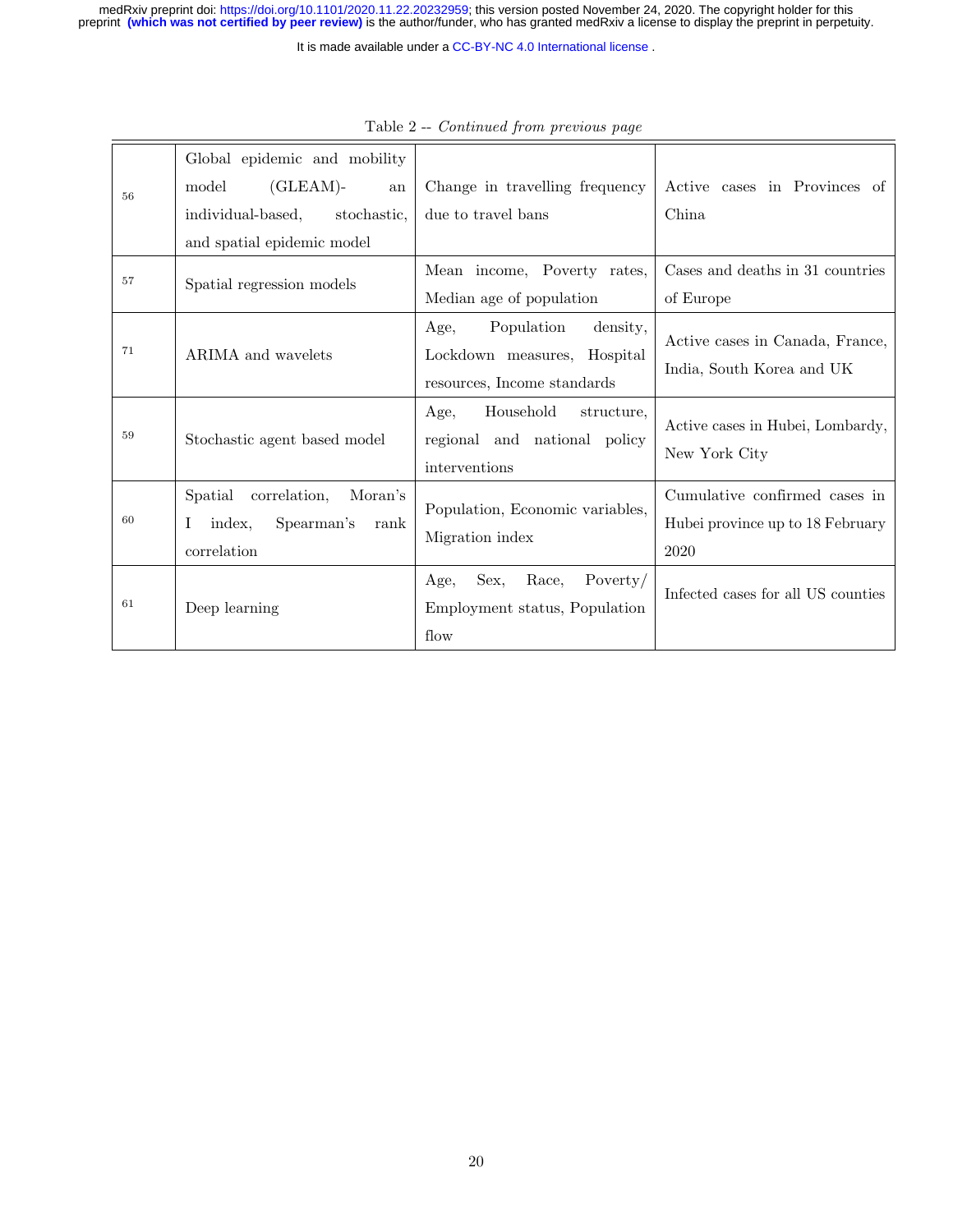Table 2 -- *Continued from previous page*

| | | | |
|---|---|---|---|
| 56 | Global epidemic and mobility model (GLEAM)- an individual-based, stochastic, and spatial epidemic model | Change in travelling frequency due to travel bans | Active cases in Provinces of China |
| 57 | Spatial regression models | Mean income, Poverty rates, Median age of population | Cases and deaths in 31 countries of Europe |
| 71 | ARIMA and wavelets | Age, Population density, Lockdown measures, Hospital resources, Income standards | Active cases in Canada, France, India, South Korea and UK |
| 59 | Stochastic agent based model | Age, Household structure, regional and national policy interventions | Active cases in Hubei, Lombardy, New York City |
| 60 | Spatial correlation, Moran's I index, Spearman's rank correlation | Population, Economic variables, Migration index | Cumulative confirmed cases in Hubei province up to 18 February 2020 |
| 61 | Deep learning | Age, Sex, Race, Poverty/ Employment status, Population flow | Infected cases for all US counties |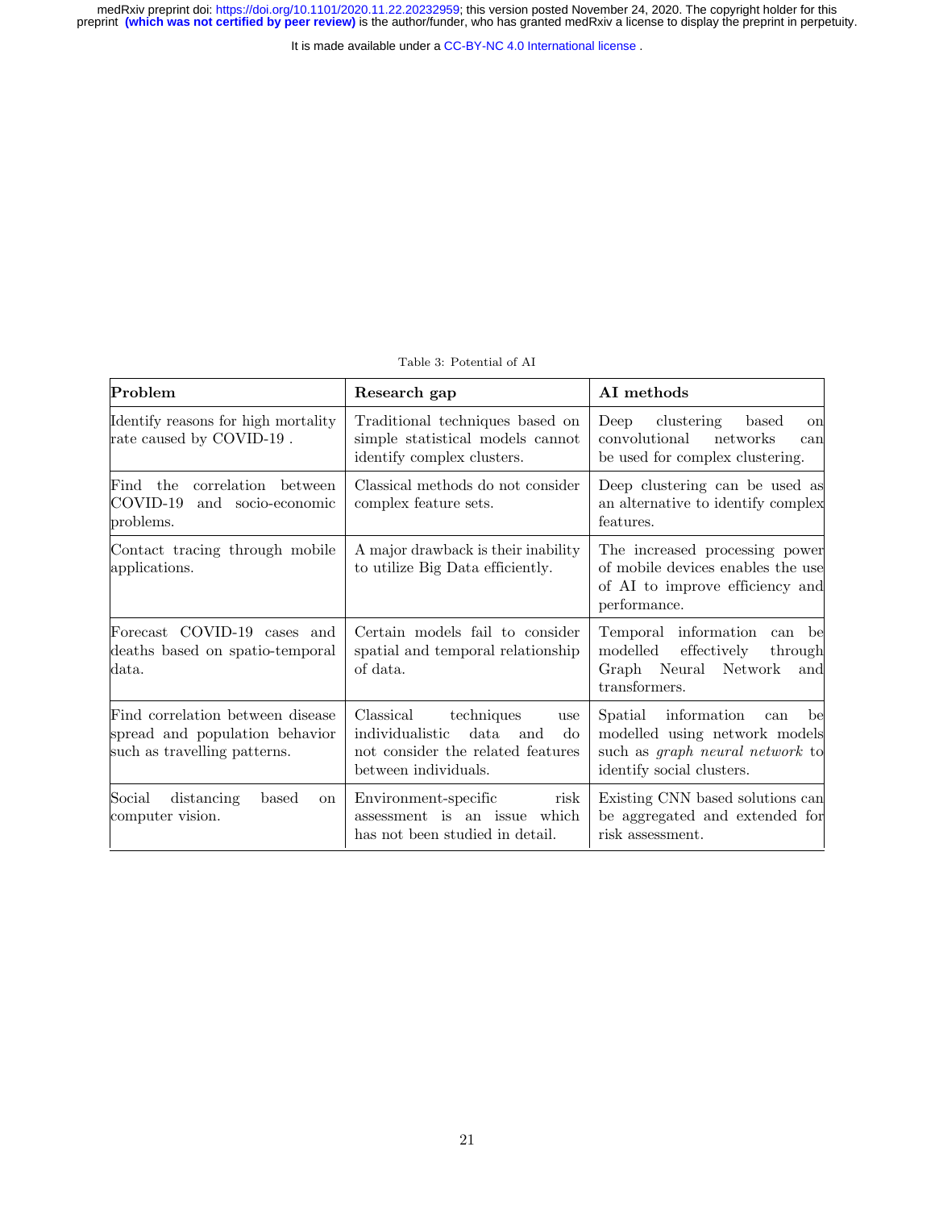Table 3: Potential of AI

| Problem | Research gap | AI methods |
|---|---|---|
| Identify reasons for high mortality rate caused by COVID-19 . | Traditional techniques based on simple statistical models cannot identify complex clusters. | Deep clustering based on convolutional networks can be used for complex clustering. |
| Find the correlation between COVID-19 and socio-economic problems. | Classical methods do not consider complex feature sets. | Deep clustering can be used as an alternative to identify complex features. |
| Contact tracing through mobile applications. | A major drawback is their inability to utilize Big Data efficiently. | The increased processing power of mobile devices enables the use of AI to improve efficiency and performance. |
| Forecast COVID-19 cases and deaths based on spatio-temporal data. | Certain models fail to consider spatial and temporal relationship of data. | Temporal information can be modelled effectively through Graph Neural Network and transformers. |
| Find correlation between disease spread and population behavior such as travelling patterns. | Classical techniques use individualistic data and do not consider the related features between individuals. | Spatial information can be modelled using network models such as *graph neural network* to identify social clusters. |
| Social distancing based on computer vision. | Environment-specific risk assessment is an issue which has not been studied in detail. | Existing CNN based solutions can be aggregated and extended for risk assessment. |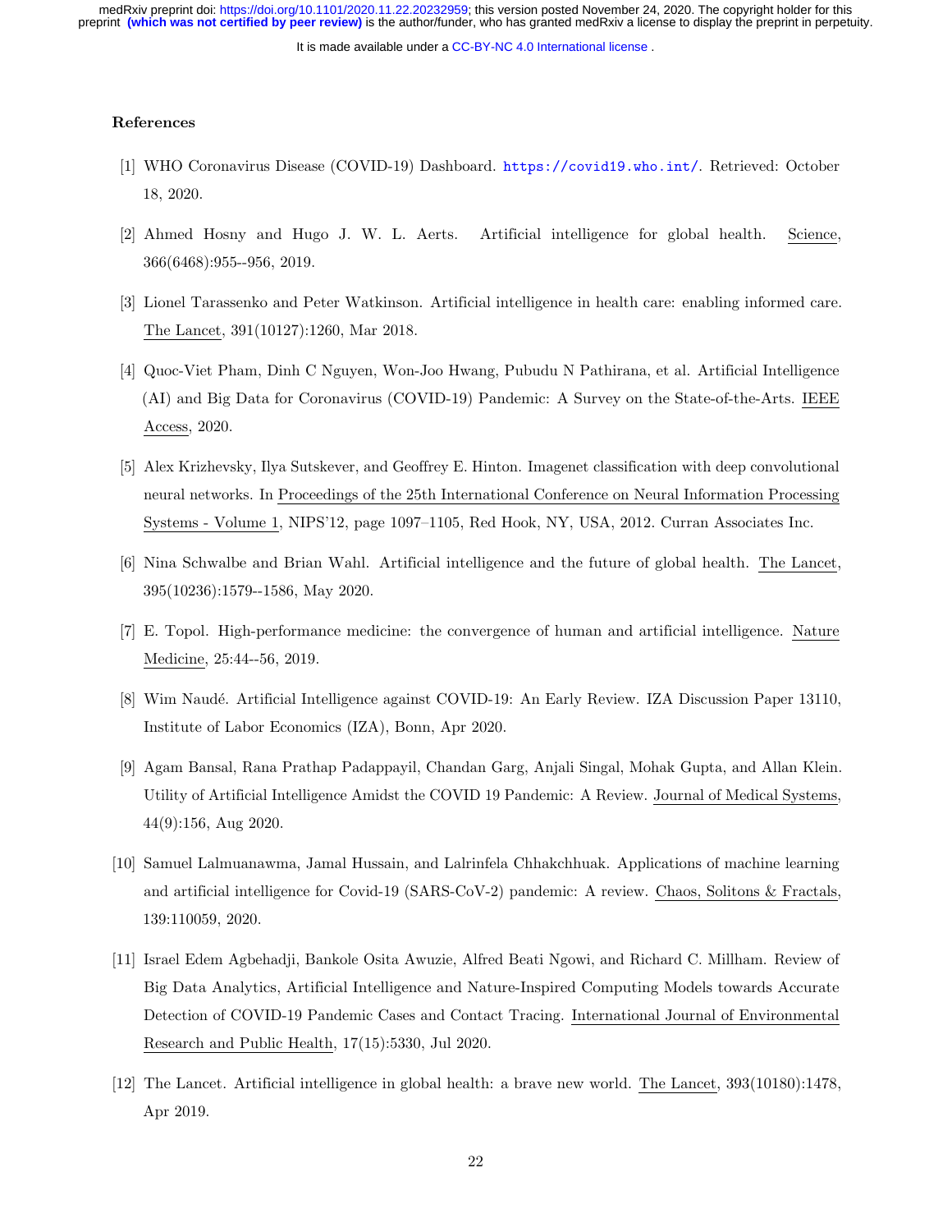### References

[1] WHO Coronavirus Disease (COVID-19) Dashboard. https://covid19.who.int/. Retrieved: October 18, 2020.

[2] Ahmed Hosny and Hugo J. W. L. Aerts. Artificial intelligence for global health. Science, 366(6468):955--956, 2019.

[3] Lionel Tarassenko and Peter Watkinson. Artificial intelligence in health care: enabling informed care. The Lancet, 391(10127):1260, Mar 2018.

[4] Quoc-Viet Pham, Dinh C Nguyen, Won-Joo Hwang, Pubudu N Pathirana, et al. Artificial Intelligence (AI) and Big Data for Coronavirus (COVID-19) Pandemic: A Survey on the State-of-the-Arts. IEEE Access, 2020.

[5] Alex Krizhevsky, Ilya Sutskever, and Geoffrey E. Hinton. Imagenet classification with deep convolutional neural networks. In Proceedings of the 25th International Conference on Neural Information Processing Systems - Volume 1, NIPS'12, page 1097–1105, Red Hook, NY, USA, 2012. Curran Associates Inc.

[6] Nina Schwalbe and Brian Wahl. Artificial intelligence and the future of global health. The Lancet, 395(10236):1579--1586, May 2020.

[7] E. Topol. High-performance medicine: the convergence of human and artificial intelligence. Nature Medicine, 25:44--56, 2019.

[8] Wim Naudé. Artificial Intelligence against COVID-19: An Early Review. IZA Discussion Paper 13110, Institute of Labor Economics (IZA), Bonn, Apr 2020.

[9] Agam Bansal, Rana Prathap Padappayil, Chandan Garg, Anjali Singal, Mohak Gupta, and Allan Klein. Utility of Artificial Intelligence Amidst the COVID 19 Pandemic: A Review. Journal of Medical Systems, 44(9):156, Aug 2020.

[10] Samuel Lalmuanawma, Jamal Hussain, and Lalrinfela Chhakchhuak. Applications of machine learning and artificial intelligence for Covid-19 (SARS-CoV-2) pandemic: A review. Chaos, Solitons & Fractals, 139:110059, 2020.

[11] Israel Edem Agbehadji, Bankole Osita Awuzie, Alfred Beati Ngowi, and Richard C. Millham. Review of Big Data Analytics, Artificial Intelligence and Nature-Inspired Computing Models towards Accurate Detection of COVID-19 Pandemic Cases and Contact Tracing. International Journal of Environmental Research and Public Health, 17(15):5330, Jul 2020.

[12] The Lancet. Artificial intelligence in global health: a brave new world. The Lancet, 393(10180):1478, Apr 2019.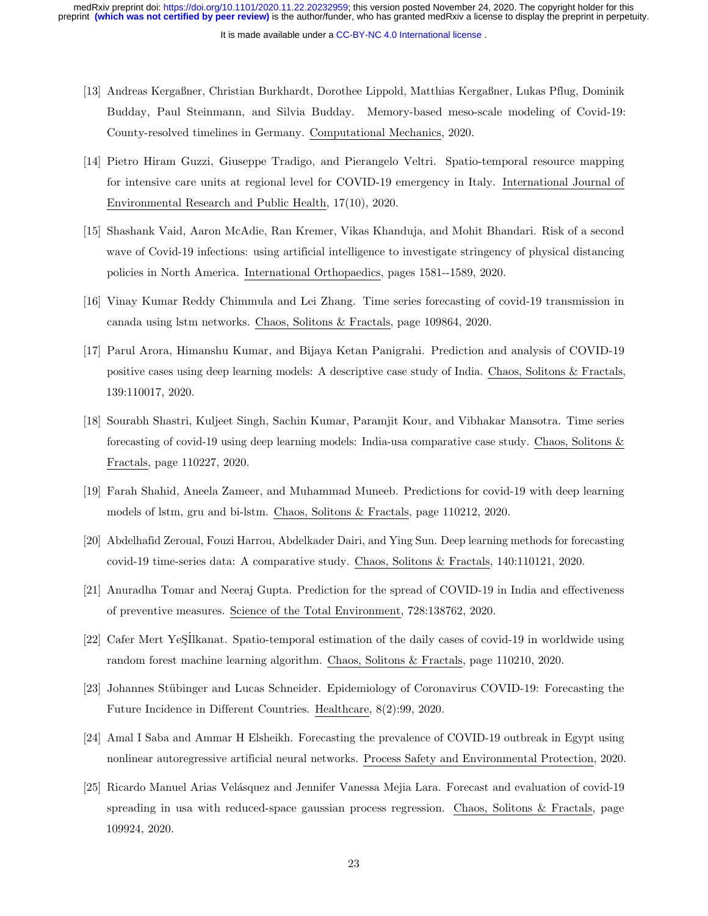[13] Andreas Kergaßner, Christian Burkhardt, Dorothee Lippold, Matthias Kergaßner, Lukas Pflug, Dominik Budday, Paul Steinmann, and Silvia Budday. Memory-based meso-scale modeling of Covid-19: County-resolved timelines in Germany. Computational Mechanics, 2020.

[14] Pietro Hiram Guzzi, Giuseppe Tradigo, and Pierangelo Veltri. Spatio-temporal resource mapping for intensive care units at regional level for COVID-19 emergency in Italy. International Journal of Environmental Research and Public Health, 17(10), 2020.

[15] Shashank Vaid, Aaron McAdie, Ran Kremer, Vikas Khanduja, and Mohit Bhandari. Risk of a second wave of Covid-19 infections: using artificial intelligence to investigate stringency of physical distancing policies in North America. International Orthopaedics, pages 1581--1589, 2020.

[16] Vinay Kumar Reddy Chimmula and Lei Zhang. Time series forecasting of covid-19 transmission in canada using lstm networks. Chaos, Solitons & Fractals, page 109864, 2020.

[17] Parul Arora, Himanshu Kumar, and Bijaya Ketan Panigrahi. Prediction and analysis of COVID-19 positive cases using deep learning models: A descriptive case study of India. Chaos, Solitons & Fractals, 139:110017, 2020.

[18] Sourabh Shastri, Kuljeet Singh, Sachin Kumar, Paramjit Kour, and Vibhakar Mansotra. Time series forecasting of covid-19 using deep learning models: India-usa comparative case study. Chaos, Solitons & Fractals, page 110227, 2020.

[19] Farah Shahid, Aneela Zameer, and Muhammad Muneeb. Predictions for covid-19 with deep learning models of lstm, gru and bi-lstm. Chaos, Solitons & Fractals, page 110212, 2020.

[20] Abdelhafid Zeroual, Fouzi Harrou, Abdelkader Dairi, and Ying Sun. Deep learning methods for forecasting covid-19 time-series data: A comparative study. Chaos, Solitons & Fractals, 140:110121, 2020.

[21] Anuradha Tomar and Neeraj Gupta. Prediction for the spread of COVID-19 in India and effectiveness of preventive measures. Science of the Total Environment, 728:138762, 2020.

[22] Cafer Mert YeŞİlkanat. Spatio-temporal estimation of the daily cases of covid-19 in worldwide using random forest machine learning algorithm. Chaos, Solitons & Fractals, page 110210, 2020.

[23] Johannes Stübinger and Lucas Schneider. Epidemiology of Coronavirus COVID-19: Forecasting the Future Incidence in Different Countries. Healthcare, 8(2):99, 2020.

[24] Amal I Saba and Ammar H Elsheikh. Forecasting the prevalence of COVID-19 outbreak in Egypt using nonlinear autoregressive artificial neural networks. Process Safety and Environmental Protection, 2020.

[25] Ricardo Manuel Arias Velásquez and Jennifer Vanessa Mejia Lara. Forecast and evaluation of covid-19 spreading in usa with reduced-space gaussian process regression. Chaos, Solitons & Fractals, page 109924, 2020.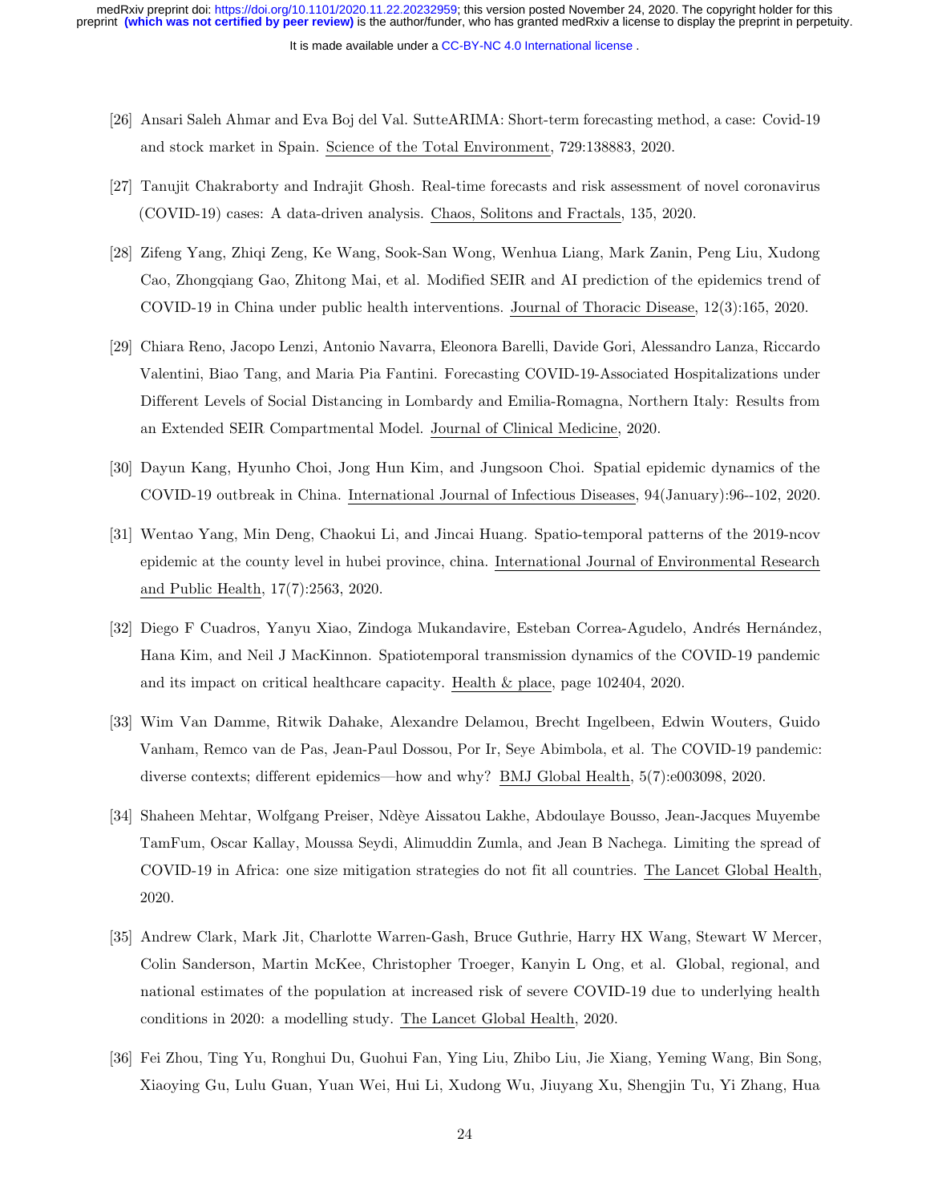[26] Ansari Saleh Ahmar and Eva Boj del Val. SutteARIMA: Short-term forecasting method, a case: Covid-19 and stock market in Spain. Science of the Total Environment, 729:138883, 2020.

[27] Tanujit Chakraborty and Indrajit Ghosh. Real-time forecasts and risk assessment of novel coronavirus (COVID-19) cases: A data-driven analysis. Chaos, Solitons and Fractals, 135, 2020.

[28] Zifeng Yang, Zhiqi Zeng, Ke Wang, Sook-San Wong, Wenhua Liang, Mark Zanin, Peng Liu, Xudong Cao, Zhongqiang Gao, Zhitong Mai, et al. Modified SEIR and AI prediction of the epidemics trend of COVID-19 in China under public health interventions. Journal of Thoracic Disease, 12(3):165, 2020.

[29] Chiara Reno, Jacopo Lenzi, Antonio Navarra, Eleonora Barelli, Davide Gori, Alessandro Lanza, Riccardo Valentini, Biao Tang, and Maria Pia Fantini. Forecasting COVID-19-Associated Hospitalizations under Different Levels of Social Distancing in Lombardy and Emilia-Romagna, Northern Italy: Results from an Extended SEIR Compartmental Model. Journal of Clinical Medicine, 2020.

[30] Dayun Kang, Hyunho Choi, Jong Hun Kim, and Jungsoon Choi. Spatial epidemic dynamics of the COVID-19 outbreak in China. International Journal of Infectious Diseases, 94(January):96--102, 2020.

[31] Wentao Yang, Min Deng, Chaokui Li, and Jincai Huang. Spatio-temporal patterns of the 2019-ncov epidemic at the county level in hubei province, china. International Journal of Environmental Research and Public Health, 17(7):2563, 2020.

[32] Diego F Cuadros, Yanyu Xiao, Zindoga Mukandavire, Esteban Correa-Agudelo, Andrés Hernández, Hana Kim, and Neil J MacKinnon. Spatiotemporal transmission dynamics of the COVID-19 pandemic and its impact on critical healthcare capacity. Health & place, page 102404, 2020.

[33] Wim Van Damme, Ritwik Dahake, Alexandre Delamou, Brecht Ingelbeen, Edwin Wouters, Guido Vanham, Remco van de Pas, Jean-Paul Dossou, Por Ir, Seye Abimbola, et al. The COVID-19 pandemic: diverse contexts; different epidemics—how and why? BMJ Global Health, 5(7):e003098, 2020.

[34] Shaheen Mehtar, Wolfgang Preiser, Ndèye Aissatou Lakhe, Abdoulaye Bousso, Jean-Jacques Muyembe TamFum, Oscar Kallay, Moussa Seydi, Alimuddin Zumla, and Jean B Nachega. Limiting the spread of COVID-19 in Africa: one size mitigation strategies do not fit all countries. The Lancet Global Health, 2020.

[35] Andrew Clark, Mark Jit, Charlotte Warren-Gash, Bruce Guthrie, Harry HX Wang, Stewart W Mercer, Colin Sanderson, Martin McKee, Christopher Troeger, Kanyin L Ong, et al. Global, regional, and national estimates of the population at increased risk of severe COVID-19 due to underlying health conditions in 2020: a modelling study. The Lancet Global Health, 2020.

[36] Fei Zhou, Ting Yu, Ronghui Du, Guohui Fan, Ying Liu, Zhibo Liu, Jie Xiang, Yeming Wang, Bin Song, Xiaoying Gu, Lulu Guan, Yuan Wei, Hui Li, Xudong Wu, Jiuyang Xu, Shengjin Tu, Yi Zhang, Hua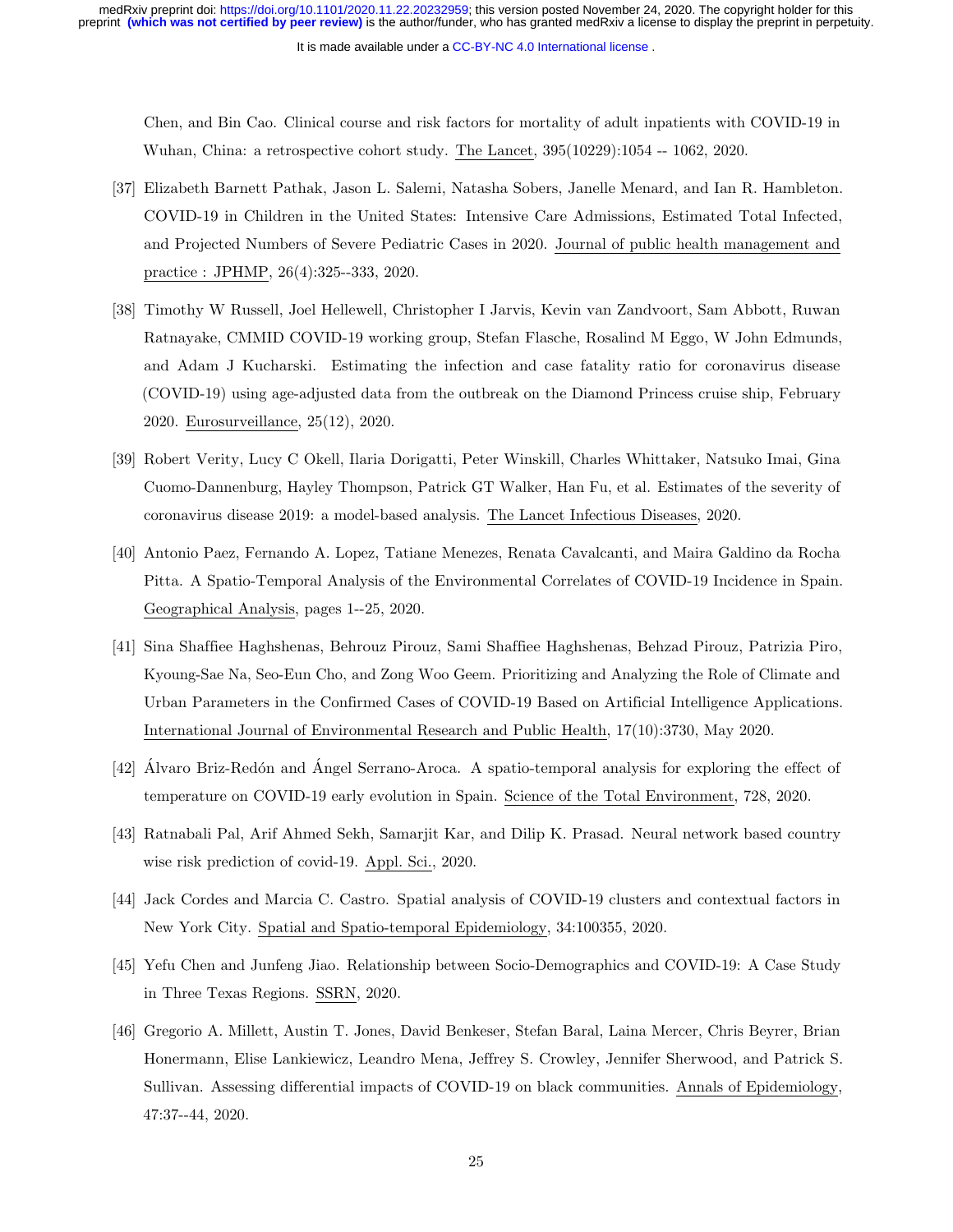Chen, and Bin Cao. Clinical course and risk factors for mortality of adult inpatients with COVID-19 in Wuhan, China: a retrospective cohort study. The Lancet, 395(10229):1054 -- 1062, 2020.

[37] Elizabeth Barnett Pathak, Jason L. Salemi, Natasha Sobers, Janelle Menard, and Ian R. Hambleton. COVID-19 in Children in the United States: Intensive Care Admissions, Estimated Total Infected, and Projected Numbers of Severe Pediatric Cases in 2020. Journal of public health management and practice : JPHMP, 26(4):325--333, 2020.

[38] Timothy W Russell, Joel Hellewell, Christopher I Jarvis, Kevin van Zandvoort, Sam Abbott, Ruwan Ratnayake, CMMID COVID-19 working group, Stefan Flasche, Rosalind M Eggo, W John Edmunds, and Adam J Kucharski. Estimating the infection and case fatality ratio for coronavirus disease (COVID-19) using age-adjusted data from the outbreak on the Diamond Princess cruise ship, February 2020. Eurosurveillance, 25(12), 2020.

[39] Robert Verity, Lucy C Okell, Ilaria Dorigatti, Peter Winskill, Charles Whittaker, Natsuko Imai, Gina Cuomo-Dannenburg, Hayley Thompson, Patrick GT Walker, Han Fu, et al. Estimates of the severity of coronavirus disease 2019: a model-based analysis. The Lancet Infectious Diseases, 2020.

[40] Antonio Paez, Fernando A. Lopez, Tatiane Menezes, Renata Cavalcanti, and Maira Galdino da Rocha Pitta. A Spatio-Temporal Analysis of the Environmental Correlates of COVID-19 Incidence in Spain. Geographical Analysis, pages 1--25, 2020.

[41] Sina Shaffiee Haghshenas, Behrouz Pirouz, Sami Shaffiee Haghshenas, Behzad Pirouz, Patrizia Piro, Kyoung-Sae Na, Seo-Eun Cho, and Zong Woo Geem. Prioritizing and Analyzing the Role of Climate and Urban Parameters in the Confirmed Cases of COVID-19 Based on Artificial Intelligence Applications. International Journal of Environmental Research and Public Health, 17(10):3730, May 2020.

[42] Álvaro Briz-Redón and Ángel Serrano-Aroca. A spatio-temporal analysis for exploring the effect of temperature on COVID-19 early evolution in Spain. Science of the Total Environment, 728, 2020.

[43] Ratnabali Pal, Arif Ahmed Sekh, Samarjit Kar, and Dilip K. Prasad. Neural network based country wise risk prediction of covid-19. Appl. Sci., 2020.

[44] Jack Cordes and Marcia C. Castro. Spatial analysis of COVID-19 clusters and contextual factors in New York City. Spatial and Spatio-temporal Epidemiology, 34:100355, 2020.

[45] Yefu Chen and Junfeng Jiao. Relationship between Socio-Demographics and COVID-19: A Case Study in Three Texas Regions. SSRN, 2020.

[46] Gregorio A. Millett, Austin T. Jones, David Benkeser, Stefan Baral, Laina Mercer, Chris Beyrer, Brian Honermann, Elise Lankiewicz, Leandro Mena, Jeffrey S. Crowley, Jennifer Sherwood, and Patrick S. Sullivan. Assessing differential impacts of COVID-19 on black communities. Annals of Epidemiology, 47:37--44, 2020.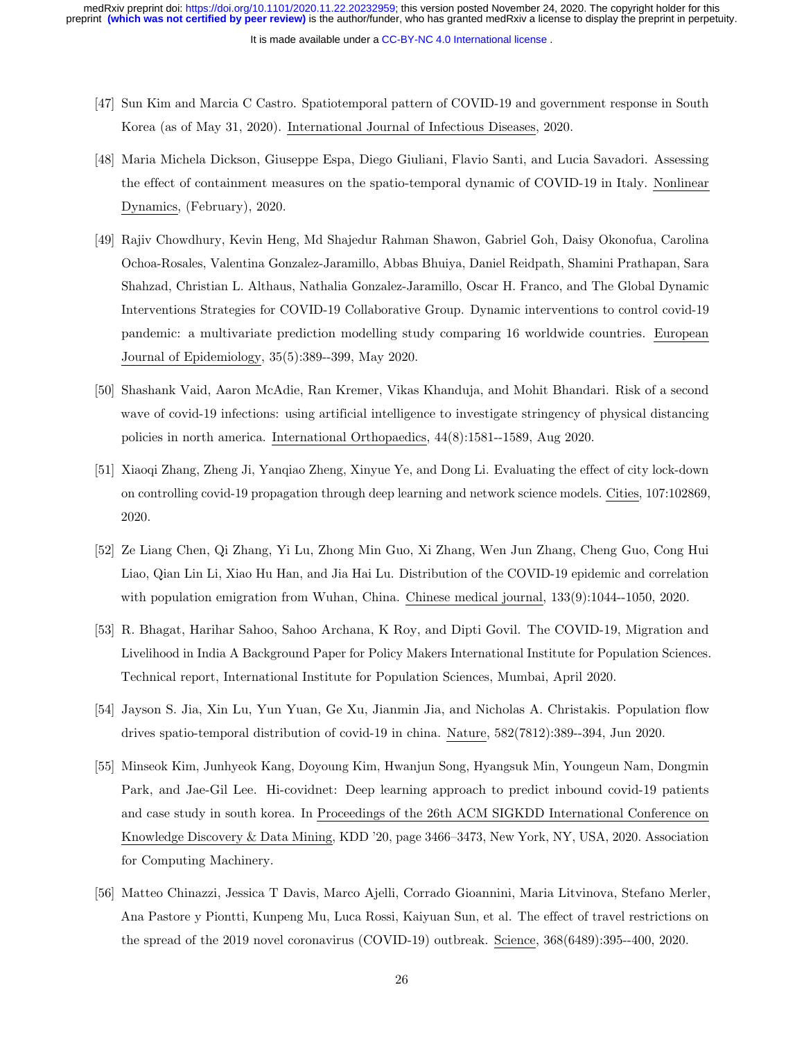[47] Sun Kim and Marcia C Castro. Spatiotemporal pattern of COVID-19 and government response in South Korea (as of May 31, 2020). International Journal of Infectious Diseases, 2020.

[48] Maria Michela Dickson, Giuseppe Espa, Diego Giuliani, Flavio Santi, and Lucia Savadori. Assessing the effect of containment measures on the spatio-temporal dynamic of COVID-19 in Italy. Nonlinear Dynamics, (February), 2020.

[49] Rajiv Chowdhury, Kevin Heng, Md Shajedur Rahman Shawon, Gabriel Goh, Daisy Okonofua, Carolina Ochoa-Rosales, Valentina Gonzalez-Jaramillo, Abbas Bhuiya, Daniel Reidpath, Shamini Prathapan, Sara Shahzad, Christian L. Althaus, Nathalia Gonzalez-Jaramillo, Oscar H. Franco, and The Global Dynamic Interventions Strategies for COVID-19 Collaborative Group. Dynamic interventions to control covid-19 pandemic: a multivariate prediction modelling study comparing 16 worldwide countries. European Journal of Epidemiology, 35(5):389--399, May 2020.

[50] Shashank Vaid, Aaron McAdie, Ran Kremer, Vikas Khanduja, and Mohit Bhandari. Risk of a second wave of covid-19 infections: using artificial intelligence to investigate stringency of physical distancing policies in north america. International Orthopaedics, 44(8):1581--1589, Aug 2020.

[51] Xiaoqi Zhang, Zheng Ji, Yanqiao Zheng, Xinyue Ye, and Dong Li. Evaluating the effect of city lock-down on controlling covid-19 propagation through deep learning and network science models. Cities, 107:102869, 2020.

[52] Ze Liang Chen, Qi Zhang, Yi Lu, Zhong Min Guo, Xi Zhang, Wen Jun Zhang, Cheng Guo, Cong Hui Liao, Qian Lin Li, Xiao Hu Han, and Jia Hai Lu. Distribution of the COVID-19 epidemic and correlation with population emigration from Wuhan, China. Chinese medical journal, 133(9):1044--1050, 2020.

[53] R. Bhagat, Harihar Sahoo, Sahoo Archana, K Roy, and Dipti Govil. The COVID-19, Migration and Livelihood in India A Background Paper for Policy Makers International Institute for Population Sciences. Technical report, International Institute for Population Sciences, Mumbai, April 2020.

[54] Jayson S. Jia, Xin Lu, Yun Yuan, Ge Xu, Jianmin Jia, and Nicholas A. Christakis. Population flow drives spatio-temporal distribution of covid-19 in china. Nature, 582(7812):389--394, Jun 2020.

[55] Minseok Kim, Junhyeok Kang, Doyoung Kim, Hwanjun Song, Hyangsuk Min, Youngeun Nam, Dongmin Park, and Jae-Gil Lee. Hi-covidnet: Deep learning approach to predict inbound covid-19 patients and case study in south korea. In Proceedings of the 26th ACM SIGKDD International Conference on Knowledge Discovery & Data Mining, KDD '20, page 3466–3473, New York, NY, USA, 2020. Association for Computing Machinery.

[56] Matteo Chinazzi, Jessica T Davis, Marco Ajelli, Corrado Gioannini, Maria Litvinova, Stefano Merler, Ana Pastore y Piontti, Kunpeng Mu, Luca Rossi, Kaiyuan Sun, et al. The effect of travel restrictions on the spread of the 2019 novel coronavirus (COVID-19) outbreak. Science, 368(6489):395--400, 2020.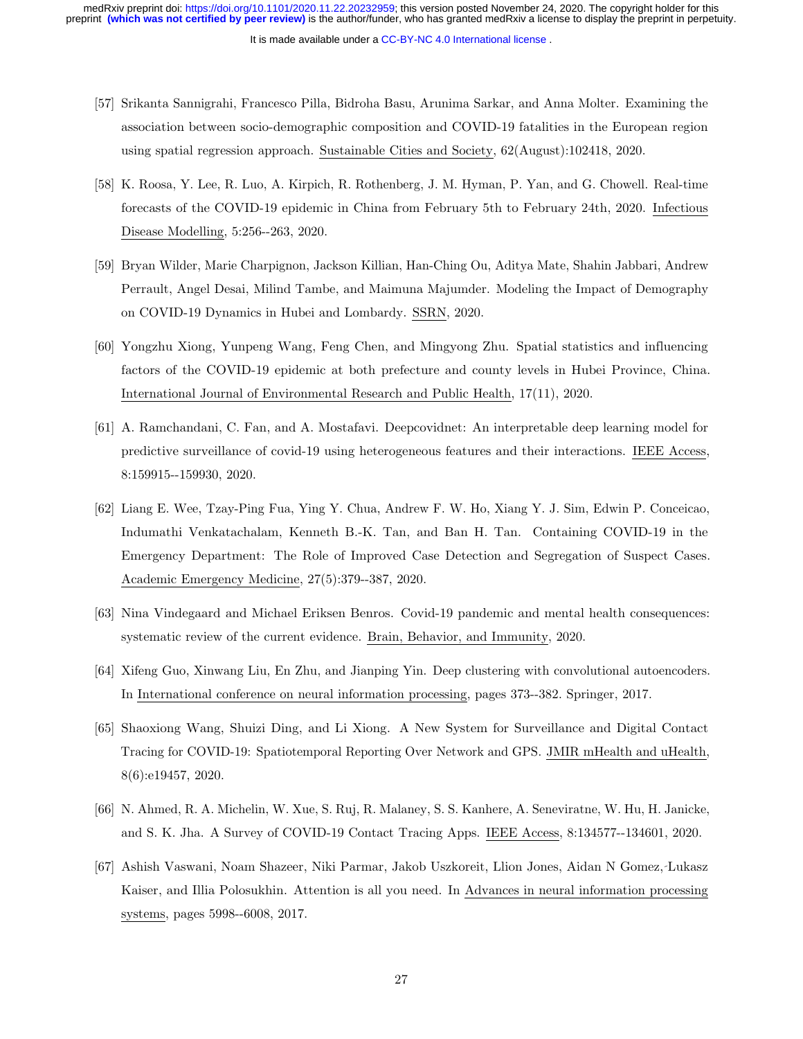[57] Srikanta Sannigrahi, Francesco Pilla, Bidroha Basu, Arunima Sarkar, and Anna Molter. Examining the association between socio-demographic composition and COVID-19 fatalities in the European region using spatial regression approach. Sustainable Cities and Society, 62(August):102418, 2020.

[58] K. Roosa, Y. Lee, R. Luo, A. Kirpich, R. Rothenberg, J. M. Hyman, P. Yan, and G. Chowell. Real-time forecasts of the COVID-19 epidemic in China from February 5th to February 24th, 2020. Infectious Disease Modelling, 5:256--263, 2020.

[59] Bryan Wilder, Marie Charpignon, Jackson Killian, Han-Ching Ou, Aditya Mate, Shahin Jabbari, Andrew Perrault, Angel Desai, Milind Tambe, and Maimuna Majumder. Modeling the Impact of Demography on COVID-19 Dynamics in Hubei and Lombardy. SSRN, 2020.

[60] Yongzhu Xiong, Yunpeng Wang, Feng Chen, and Mingyong Zhu. Spatial statistics and influencing factors of the COVID-19 epidemic at both prefecture and county levels in Hubei Province, China. International Journal of Environmental Research and Public Health, 17(11), 2020.

[61] A. Ramchandani, C. Fan, and A. Mostafavi. Deepcovidnet: An interpretable deep learning model for predictive surveillance of covid-19 using heterogeneous features and their interactions. IEEE Access, 8:159915--159930, 2020.

[62] Liang E. Wee, Tzay-Ping Fua, Ying Y. Chua, Andrew F. W. Ho, Xiang Y. J. Sim, Edwin P. Conceicao, Indumathi Venkatachalam, Kenneth B.-K. Tan, and Ban H. Tan. Containing COVID-19 in the Emergency Department: The Role of Improved Case Detection and Segregation of Suspect Cases. Academic Emergency Medicine, 27(5):379--387, 2020.

[63] Nina Vindegaard and Michael Eriksen Benros. Covid-19 pandemic and mental health consequences: systematic review of the current evidence. Brain, Behavior, and Immunity, 2020.

[64] Xifeng Guo, Xinwang Liu, En Zhu, and Jianping Yin. Deep clustering with convolutional autoencoders. In International conference on neural information processing, pages 373--382. Springer, 2017.

[65] Shaoxiong Wang, Shuizi Ding, and Li Xiong. A New System for Surveillance and Digital Contact Tracing for COVID-19: Spatiotemporal Reporting Over Network and GPS. JMIR mHealth and uHealth, 8(6):e19457, 2020.

[66] N. Ahmed, R. A. Michelin, W. Xue, S. Ruj, R. Malaney, S. S. Kanhere, A. Seneviratne, W. Hu, H. Janicke, and S. K. Jha. A Survey of COVID-19 Contact Tracing Apps. IEEE Access, 8:134577--134601, 2020.

[67] Ashish Vaswani, Noam Shazeer, Niki Parmar, Jakob Uszkoreit, Llion Jones, Aidan N Gomez, Łukasz Kaiser, and Illia Polosukhin. Attention is all you need. In Advances in neural information processing systems, pages 5998--6008, 2017.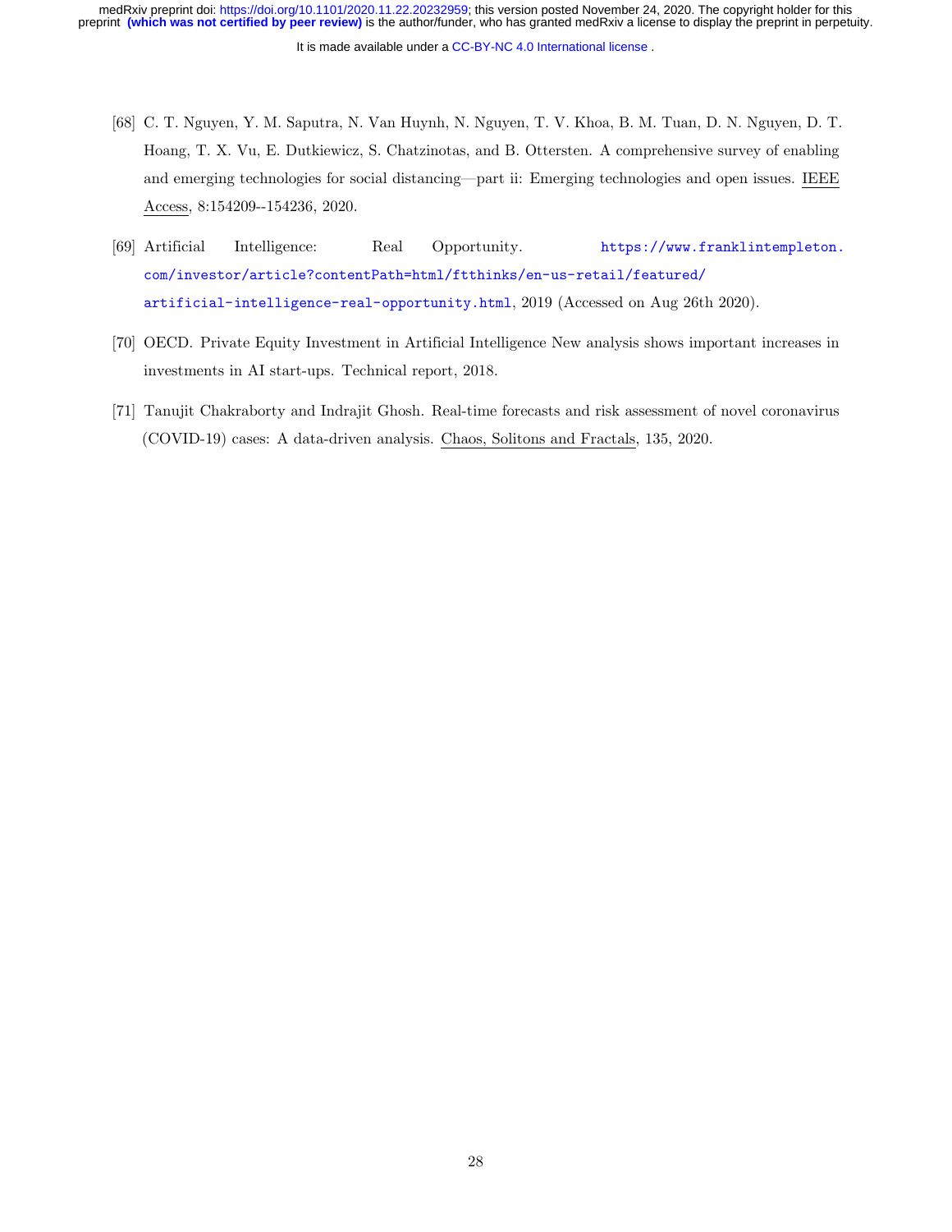[68] C. T. Nguyen, Y. M. Saputra, N. Van Huynh, N. Nguyen, T. V. Khoa, B. M. Tuan, D. N. Nguyen, D. T. Hoang, T. X. Vu, E. Dutkiewicz, S. Chatzinotas, and B. Ottersten. A comprehensive survey of enabling and emerging technologies for social distancing—part ii: Emerging technologies and open issues. IEEE Access, 8:154209--154236, 2020.

[69] Artificial Intelligence: Real Opportunity. https://www.franklintempleton.com/investor/article?contentPath=html/ftthinks/en-us-retail/featured/artificial-intelligence-real-opportunity.html, 2019 (Accessed on Aug 26th 2020).

[70] OECD. Private Equity Investment in Artificial Intelligence New analysis shows important increases in investments in AI start-ups. Technical report, 2018.

[71] Tanujit Chakraborty and Indrajit Ghosh. Real-time forecasts and risk assessment of novel coronavirus (COVID-19) cases: A data-driven analysis. Chaos, Solitons and Fractals, 135, 2020.